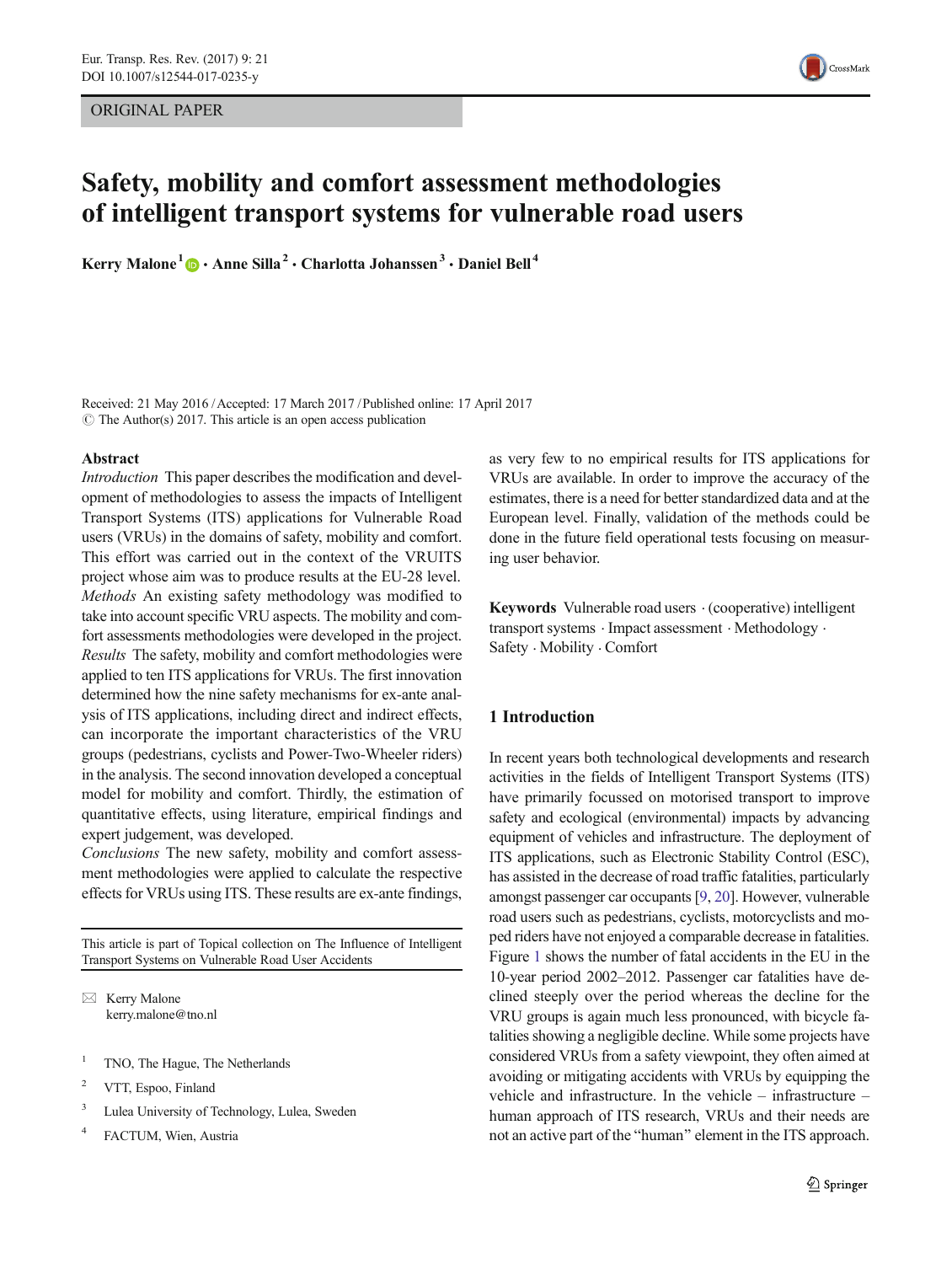ORIGINAL PAPER

# Safety, mobility and comfort assessment methodologies of intelligent transport systems for vulnerable road users

**Kerry Malone**[1] · **Anne Silla**[2] · **Charlotta Johanssen**[3] · **Daniel Bell**[4]

Received: 21 May 2016 / Accepted: 17 March 2017 / Published online: 17 April 2017
© The Author(s) 2017. This article is an open access publication

## Abstract

*Introduction* This paper describes the modification and development of methodologies to assess the impacts of Intelligent Transport Systems (ITS) applications for Vulnerable Road users (VRUs) in the domains of safety, mobility and comfort. This effort was carried out in the context of the VRUITS project whose aim was to produce results at the EU-28 level.
*Methods* An existing safety methodology was modified to take into account specific VRU aspects. The mobility and comfort assessments methodologies were developed in the project.
*Results* The safety, mobility and comfort methodologies were applied to ten ITS applications for VRUs. The first innovation determined how the nine safety mechanisms for ex-ante analysis of ITS applications, including direct and indirect effects, can incorporate the important characteristics of the VRU groups (pedestrians, cyclists and Power-Two-Wheeler riders) in the analysis. The second innovation developed a conceptual model for mobility and comfort. Thirdly, the estimation of quantitative effects, using literature, empirical findings and expert judgement, was developed.
*Conclusions* The new safety, mobility and comfort assessment methodologies were applied to calculate the respective effects for VRUs using ITS. These results are ex-ante findings, as very few to no empirical results for ITS applications for VRUs are available. In order to improve the accuracy of the estimates, there is a need for better standardized data and at the European level. Finally, validation of the methods could be done in the future field operational tests focusing on measuring user behavior.

**Keywords** Vulnerable road users · (cooperative) intelligent transport systems · Impact assessment · Methodology · Safety · Mobility · Comfort

This article is part of Topical collection on The Influence of Intelligent Transport Systems on Vulnerable Road User Accidents

✉ Kerry Malone
kerry.malone@tno.nl

[1] TNO, The Hague, The Netherlands
[2] VTT, Espoo, Finland
[3] Lulea University of Technology, Lulea, Sweden
[4] FACTUM, Wien, Austria

## 1 Introduction

In recent years both technological developments and research activities in the fields of Intelligent Transport Systems (ITS) have primarily focussed on motorised transport to improve safety and ecological (environmental) impacts by advancing equipment of vehicles and infrastructure. The deployment of ITS applications, such as Electronic Stability Control (ESC), has assisted in the decrease of road traffic fatalities, particularly amongst passenger car occupants [9, 20]. However, vulnerable road users such as pedestrians, cyclists, motorcyclists and moped riders have not enjoyed a comparable decrease in fatalities. Figure 1 shows the number of fatal accidents in the EU in the 10-year period 2002–2012. Passenger car fatalities have declined steeply over the period whereas the decline for the VRU groups is again much less pronounced, with bicycle fatalities showing a negligible decline. While some projects have considered VRUs from a safety viewpoint, they often aimed at avoiding or mitigating accidents with VRUs by equipping the vehicle and infrastructure. In the vehicle – infrastructure – human approach of ITS research, VRUs and their needs are not an active part of the "human" element in the ITS approach.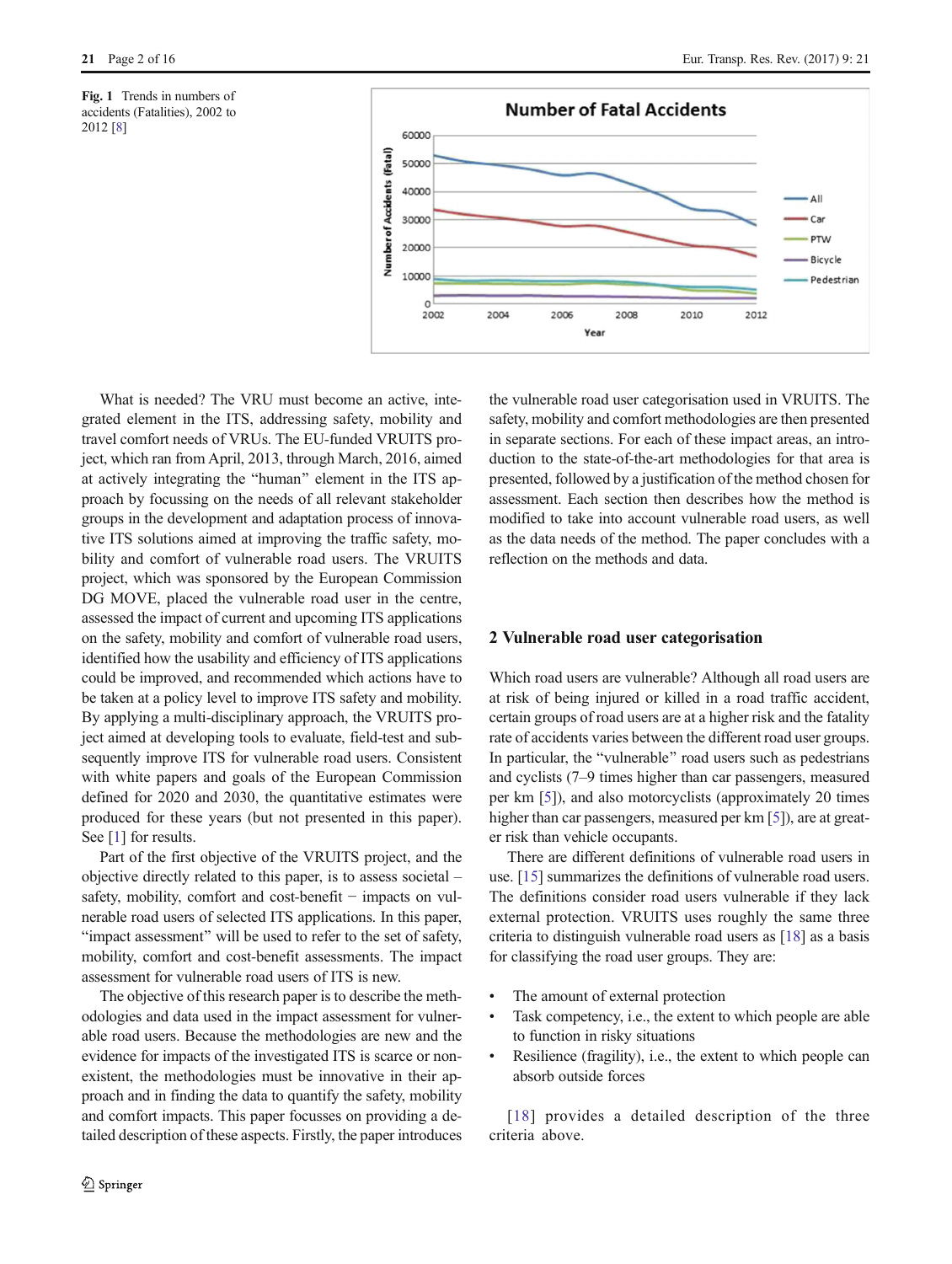Fig. 1 Trends in numbers of accidents (Fatalities), 2002 to 2012 [8]

What is needed? The VRU must become an active, integrated element in the ITS, addressing safety, mobility and travel comfort needs of VRUs. The EU-funded VRUITS project, which ran from April, 2013, through March, 2016, aimed at actively integrating the "human" element in the ITS approach by focussing on the needs of all relevant stakeholder groups in the development and adaptation process of innovative ITS solutions aimed at improving the traffic safety, mobility and comfort of vulnerable road users. The VRUITS project, which was sponsored by the European Commission DG MOVE, placed the vulnerable road user in the centre, assessed the impact of current and upcoming ITS applications on the safety, mobility and comfort of vulnerable road users, identified how the usability and efficiency of ITS applications could be improved, and recommended which actions have to be taken at a policy level to improve ITS safety and mobility. By applying a multi-disciplinary approach, the VRUITS project aimed at developing tools to evaluate, field-test and subsequently improve ITS for vulnerable road users. Consistent with white papers and goals of the European Commission defined for 2020 and 2030, the quantitative estimates were produced for these years (but not presented in this paper). See [1] for results.

Part of the first objective of the VRUITS project, and the objective directly related to this paper, is to assess societal – safety, mobility, comfort and cost-benefit − impacts on vulnerable road users of selected ITS applications. In this paper, "impact assessment" will be used to refer to the set of safety, mobility, comfort and cost-benefit assessments. The impact assessment for vulnerable road users of ITS is new.

The objective of this research paper is to describe the methodologies and data used in the impact assessment for vulnerable road users. Because the methodologies are new and the evidence for impacts of the investigated ITS is scarce or nonexistent, the methodologies must be innovative in their approach and in finding the data to quantify the safety, mobility and comfort impacts. This paper focusses on providing a detailed description of these aspects. Firstly, the paper introduces the vulnerable road user categorisation used in VRUITS. The safety, mobility and comfort methodologies are then presented in separate sections. For each of these impact areas, an introduction to the state-of-the-art methodologies for that area is presented, followed by a justification of the method chosen for assessment. Each section then describes how the method is modified to take into account vulnerable road users, as well as the data needs of the method. The paper concludes with a reflection on the methods and data.

## 2 Vulnerable road user categorisation

Which road users are vulnerable? Although all road users are at risk of being injured or killed in a road traffic accident, certain groups of road users are at a higher risk and the fatality rate of accidents varies between the different road user groups. In particular, the "vulnerable" road users such as pedestrians and cyclists (7–9 times higher than car passengers, measured per km [5]), and also motorcyclists (approximately 20 times higher than car passengers, measured per km [5]), are at greater risk than vehicle occupants.

There are different definitions of vulnerable road users in use. [15] summarizes the definitions of vulnerable road users. The definitions consider road users vulnerable if they lack external protection. VRUITS uses roughly the same three criteria to distinguish vulnerable road users as [18] as a basis for classifying the road user groups. They are:

- The amount of external protection
- Task competency, i.e., the extent to which people are able to function in risky situations
- Resilience (fragility), i.e., the extent to which people can absorb outside forces

[18] provides a detailed description of the three criteria above.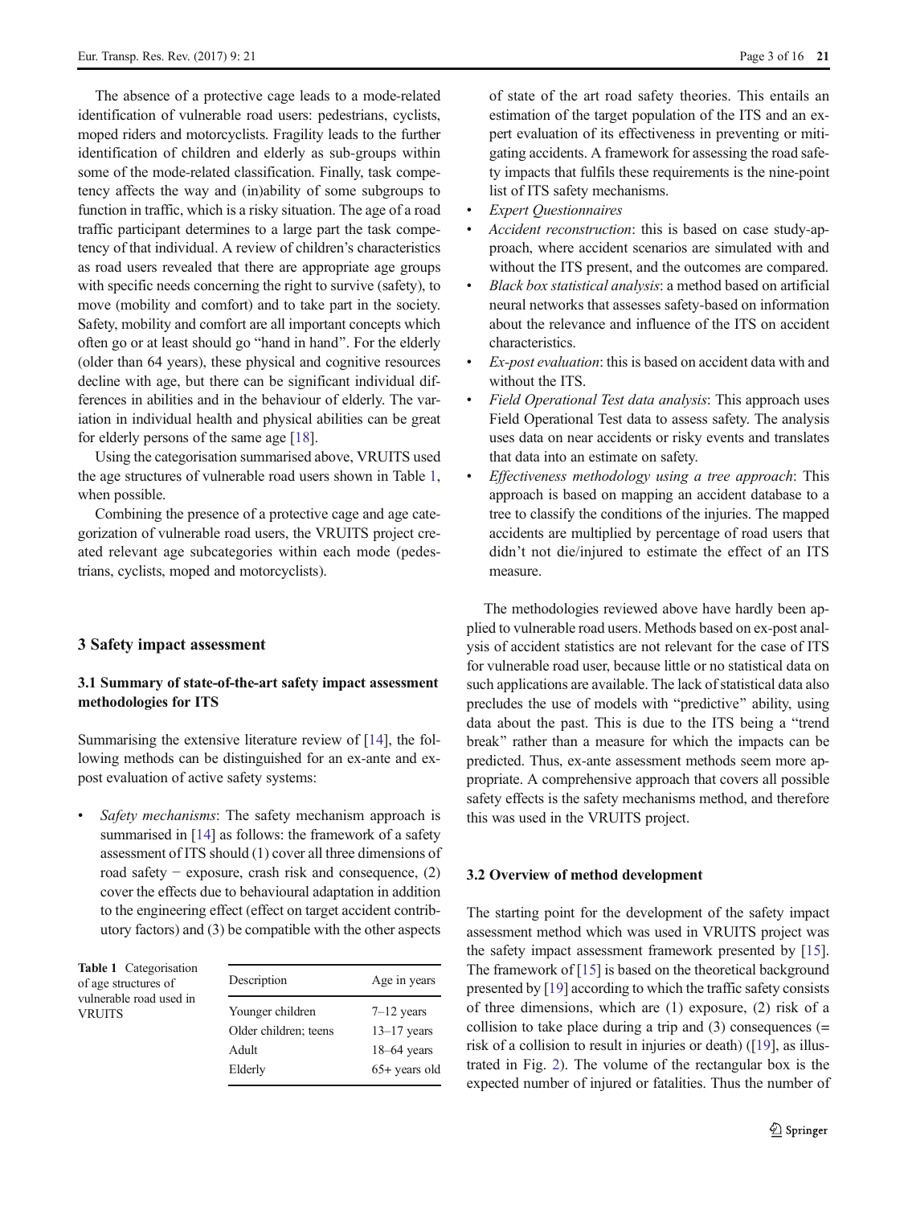The absence of a protective cage leads to a mode-related identification of vulnerable road users: pedestrians, cyclists, moped riders and motorcyclists. Fragility leads to the further identification of children and elderly as sub-groups within some of the mode-related classification. Finally, task competency affects the way and (in)ability of some subgroups to function in traffic, which is a risky situation. The age of a road traffic participant determines to a large part the task competency of that individual. A review of children's characteristics as road users revealed that there are appropriate age groups with specific needs concerning the right to survive (safety), to move (mobility and comfort) and to take part in the society. Safety, mobility and comfort are all important concepts which often go or at least should go "hand in hand". For the elderly (older than 64 years), these physical and cognitive resources decline with age, but there can be significant individual differences in abilities and in the behaviour of elderly. The variation in individual health and physical abilities can be great for elderly persons of the same age [18].

Using the categorisation summarised above, VRUITS used the age structures of vulnerable road users shown in Table 1, when possible.

Combining the presence of a protective cage and age categorization of vulnerable road users, the VRUITS project created relevant age subcategories within each mode (pedestrians, cyclists, moped and motorcyclists).

## 3 Safety impact assessment

### 3.1 Summary of state-of-the-art safety impact assessment methodologies for ITS

Summarising the extensive literature review of [14], the following methods can be distinguished for an ex-ante and ex-post evaluation of active safety systems:

- *Safety mechanisms*: The safety mechanism approach is summarised in [14] as follows: the framework of a safety assessment of ITS should (1) cover all three dimensions of road safety − exposure, crash risk and consequence, (2) cover the effects due to behavioural adaptation in addition to the engineering effect (effect on target accident contributory factors) and (3) be compatible with the other aspects of state of the art road safety theories. This entails an estimation of the target population of the ITS and an expert evaluation of its effectiveness in preventing or mitigating accidents. A framework for assessing the road safety impacts that fulfils these requirements is the nine-point list of ITS safety mechanisms.
- *Expert Questionnaires*
- *Accident reconstruction*: this is based on case study-approach, where accident scenarios are simulated with and without the ITS present, and the outcomes are compared.
- *Black box statistical analysis*: a method based on artificial neural networks that assesses safety-based on information about the relevance and influence of the ITS on accident characteristics.
- *Ex-post evaluation*: this is based on accident data with and without the ITS.
- *Field Operational Test data analysis*: This approach uses Field Operational Test data to assess safety. The analysis uses data on near accidents or risky events and translates that data into an estimate on safety.
- *Effectiveness methodology using a tree approach*: This approach is based on mapping an accident database to a tree to classify the conditions of the injuries. The mapped accidents are multiplied by percentage of road users that didn't not die/injured to estimate the effect of an ITS measure.

**Table 1** Categorisation of age structures of vulnerable road used in VRUITS

| Description | Age in years |
|---|---|
| Younger children | 7–12 years |
| Older children; teens | 13–17 years |
| Adult | 18–64 years |
| Elderly | 65+ years old |

The methodologies reviewed above have hardly been applied to vulnerable road users. Methods based on ex-post analysis of accident statistics are not relevant for the case of ITS for vulnerable road user, because little or no statistical data on such applications are available. The lack of statistical data also precludes the use of models with "predictive" ability, using data about the past. This is due to the ITS being a "trend break" rather than a measure for which the impacts can be predicted. Thus, ex-ante assessment methods seem more appropriate. A comprehensive approach that covers all possible safety effects is the safety mechanisms method, and therefore this was used in the VRUITS project.

### 3.2 Overview of method development

The starting point for the development of the safety impact assessment method which was used in VRUITS project was the safety impact assessment framework presented by [15]. The framework of [15] is based on the theoretical background presented by [19] according to which the traffic safety consists of three dimensions, which are (1) exposure, (2) risk of a collision to take place during a trip and (3) consequences (= risk of a collision to result in injuries or death) ([19], as illustrated in Fig. 2). The volume of the rectangular box is the expected number of injured or fatalities. Thus the number of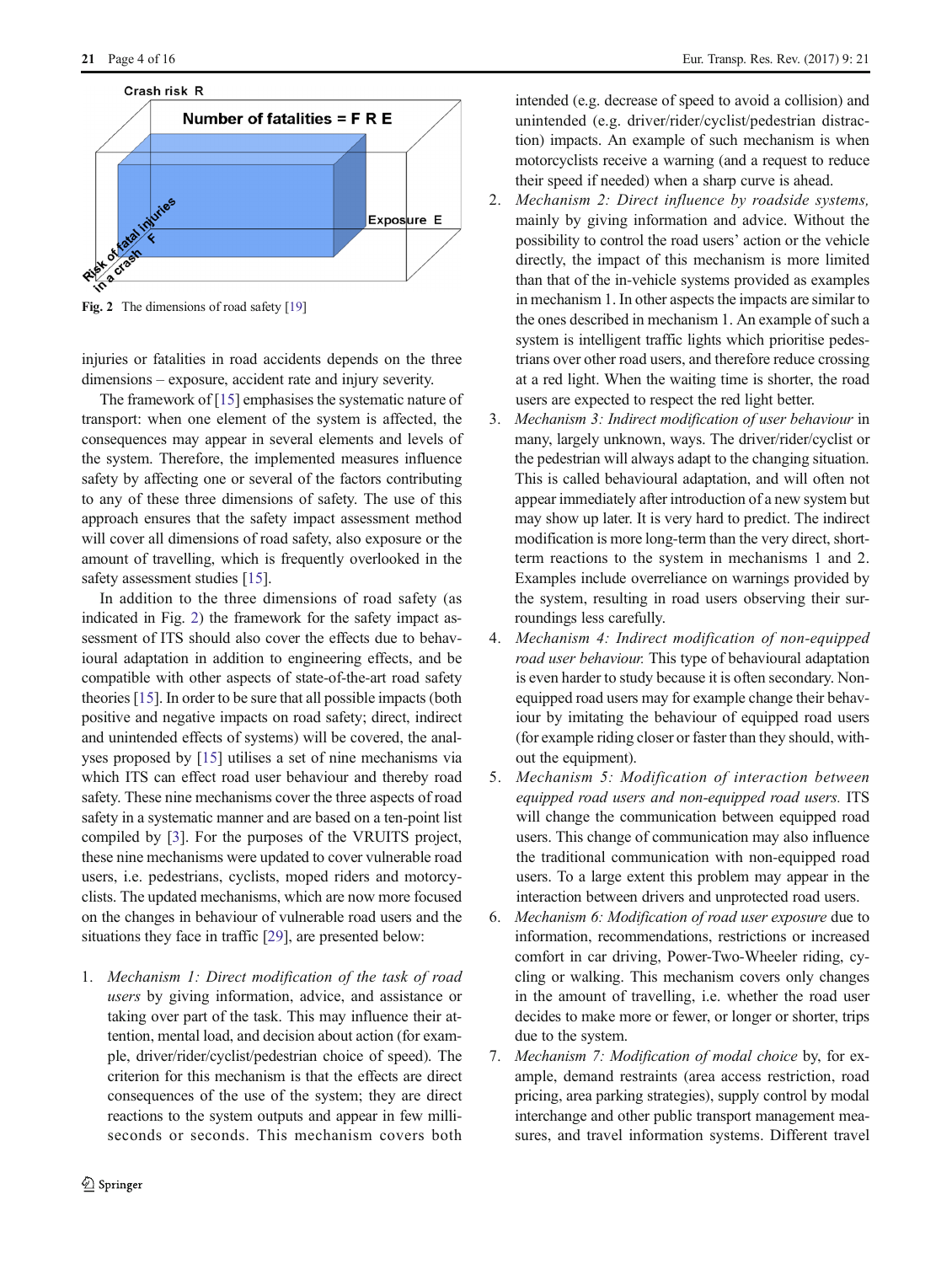Crash risk R

Number of fatalities = F R E

Exposure E

Risk of fatal injuries in a crash F

Fig. 2 The dimensions of road safety [19]

injuries or fatalities in road accidents depends on the three dimensions – exposure, accident rate and injury severity.

The framework of [15] emphasises the systematic nature of transport: when one element of the system is affected, the consequences may appear in several elements and levels of the system. Therefore, the implemented measures influence safety by affecting one or several of the factors contributing to any of these three dimensions of safety. The use of this approach ensures that the safety impact assessment method will cover all dimensions of road safety, also exposure or the amount of travelling, which is frequently overlooked in the safety assessment studies [15].

In addition to the three dimensions of road safety (as indicated in Fig. 2) the framework for the safety impact assessment of ITS should also cover the effects due to behavioural adaptation in addition to engineering effects, and be compatible with other aspects of state-of-the-art road safety theories [15]. In order to be sure that all possible impacts (both positive and negative impacts on road safety; direct, indirect and unintended effects of systems) will be covered, the analyses proposed by [15] utilises a set of nine mechanisms via which ITS can effect road user behaviour and thereby road safety. These nine mechanisms cover the three aspects of road safety in a systematic manner and are based on a ten-point list compiled by [3]. For the purposes of the VRUITS project, these nine mechanisms were updated to cover vulnerable road users, i.e. pedestrians, cyclists, moped riders and motorcyclists. The updated mechanisms, which are now more focused on the changes in behaviour of vulnerable road users and the situations they face in traffic [29], are presented below:

1. *Mechanism 1: Direct modification of the task of road users* by giving information, advice, and assistance or taking over part of the task. This may influence their attention, mental load, and decision about action (for example, driver/rider/cyclist/pedestrian choice of speed). The criterion for this mechanism is that the effects are direct consequences of the use of the system; they are direct reactions to the system outputs and appear in few milliseconds or seconds. This mechanism covers both intended (e.g. decrease of speed to avoid a collision) and unintended (e.g. driver/rider/cyclist/pedestrian distraction) impacts. An example of such mechanism is when motorcyclists receive a warning (and a request to reduce their speed if needed) when a sharp curve is ahead.
2. *Mechanism 2: Direct influence by roadside systems,* mainly by giving information and advice. Without the possibility to control the road users' action or the vehicle directly, the impact of this mechanism is more limited than that of the in-vehicle systems provided as examples in mechanism 1. In other aspects the impacts are similar to the ones described in mechanism 1. An example of such a system is intelligent traffic lights which prioritise pedestrians over other road users, and therefore reduce crossing at a red light. When the waiting time is shorter, the road users are expected to respect the red light better.
3. *Mechanism 3: Indirect modification of user behaviour* in many, largely unknown, ways. The driver/rider/cyclist or the pedestrian will always adapt to the changing situation. This is called behavioural adaptation, and will often not appear immediately after introduction of a new system but may show up later. It is very hard to predict. The indirect modification is more long-term than the very direct, short-term reactions to the system in mechanisms 1 and 2. Examples include overreliance on warnings provided by the system, resulting in road users observing their surroundings less carefully.
4. *Mechanism 4: Indirect modification of non-equipped road user behaviour.* This type of behavioural adaptation is even harder to study because it is often secondary. Non-equipped road users may for example change their behaviour by imitating the behaviour of equipped road users (for example riding closer or faster than they should, without the equipment).
5. *Mechanism 5: Modification of interaction between equipped road users and non-equipped road users.* ITS will change the communication between equipped road users. This change of communication may also influence the traditional communication with non-equipped road users. To a large extent this problem may appear in the interaction between drivers and unprotected road users.
6. *Mechanism 6: Modification of road user exposure* due to information, recommendations, restrictions or increased comfort in car driving, Power-Two-Wheeler riding, cycling or walking. This mechanism covers only changes in the amount of travelling, i.e. whether the road user decides to make more or fewer, or longer or shorter, trips due to the system.
7. *Mechanism 7: Modification of modal choice* by, for example, demand restraints (area access restriction, road pricing, area parking strategies), supply control by modal interchange and other public transport management measures, and travel information systems. Different travel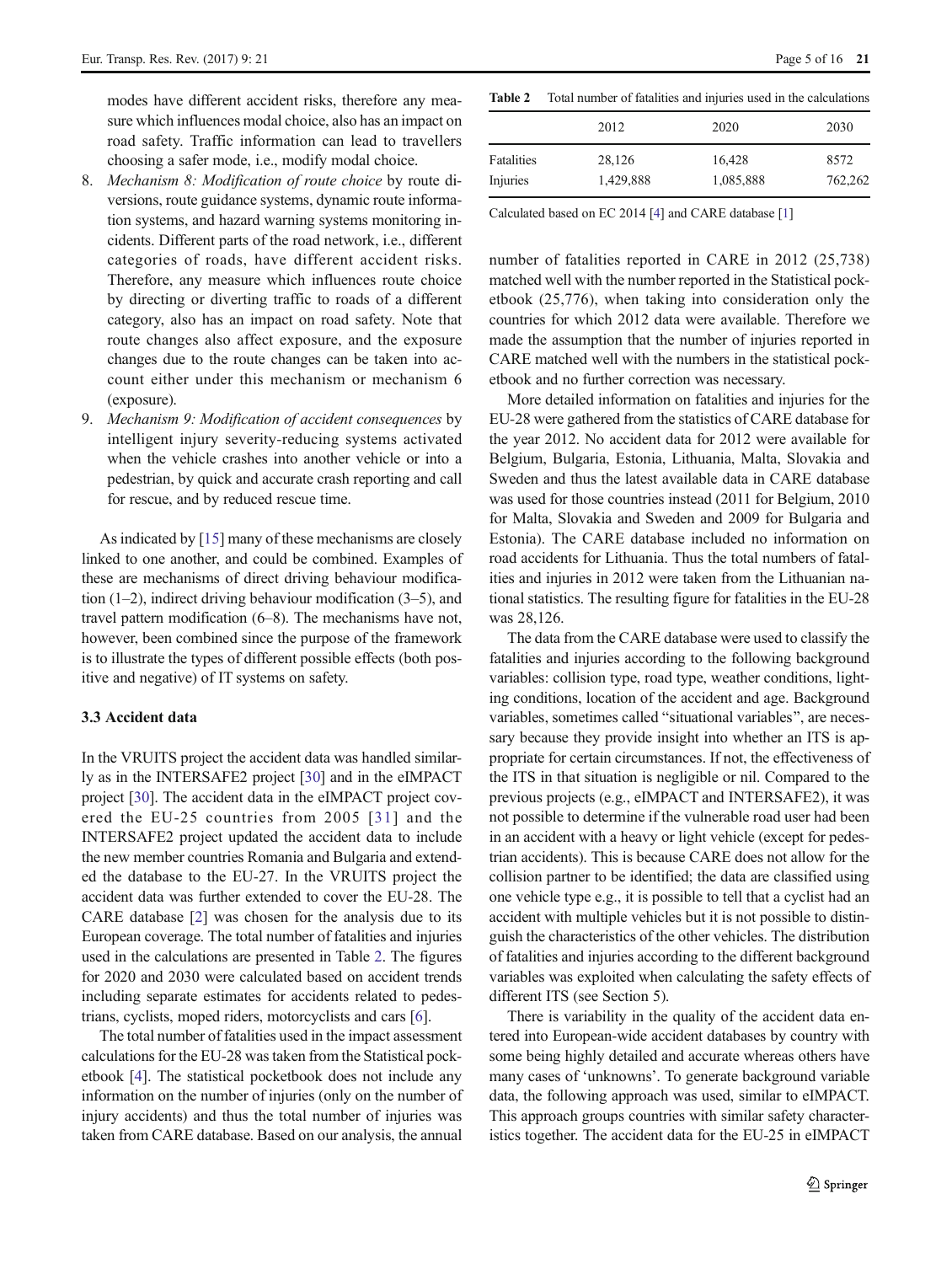modes have different accident risks, therefore any measure which influences modal choice, also has an impact on road safety. Traffic information can lead to travellers choosing a safer mode, i.e., modify modal choice.

8. *Mechanism 8: Modification of route choice* by route diversions, route guidance systems, dynamic route information systems, and hazard warning systems monitoring incidents. Different parts of the road network, i.e., different categories of roads, have different accident risks. Therefore, any measure which influences route choice by directing or diverting traffic to roads of a different category, also has an impact on road safety. Note that route changes also affect exposure, and the exposure changes due to the route changes can be taken into account either under this mechanism or mechanism 6 (exposure).
9. *Mechanism 9: Modification of accident consequences* by intelligent injury severity-reducing systems activated when the vehicle crashes into another vehicle or into a pedestrian, by quick and accurate crash reporting and call for rescue, and by reduced rescue time.

As indicated by [15] many of these mechanisms are closely linked to one another, and could be combined. Examples of these are mechanisms of direct driving behaviour modification (1–2), indirect driving behaviour modification (3–5), and travel pattern modification (6–8). The mechanisms have not, however, been combined since the purpose of the framework is to illustrate the types of different possible effects (both positive and negative) of IT systems on safety.

### 3.3 Accident data

In the VRUITS project the accident data was handled similarly as in the INTERSAFE2 project [30] and in the eIMPACT project [30]. The accident data in the eIMPACT project covered the EU-25 countries from 2005 [31] and the INTERSAFE2 project updated the accident data to include the new member countries Romania and Bulgaria and extended the database to the EU-27. In the VRUITS project the accident data was further extended to cover the EU-28. The CARE database [2] was chosen for the analysis due to its European coverage. The total number of fatalities and injuries used in the calculations are presented in Table 2. The figures for 2020 and 2030 were calculated based on accident trends including separate estimates for accidents related to pedestrians, cyclists, moped riders, motorcyclists and cars [6].

The total number of fatalities used in the impact assessment calculations for the EU-28 was taken from the Statistical pocketbook [4]. The statistical pocketbook does not include any information on the number of injuries (only on the number of injury accidents) and thus the total number of injuries was taken from CARE database. Based on our analysis, the annual number of fatalities reported in CARE in 2012 (25,738) matched well with the number reported in the Statistical pocketbook (25,776), when taking into consideration only the countries for which 2012 data were available. Therefore we made the assumption that the number of injuries reported in CARE matched well with the numbers in the statistical pocketbook and no further correction was necessary.

**Table 2** Total number of fatalities and injuries used in the calculations

| | 2012 | 2020 | 2030 |
|---|---|---|---|
| Fatalities | 28,126 | 16,428 | 8572 |
| Injuries | 1,429,888 | 1,085,888 | 762,262 |

Calculated based on EC 2014 [4] and CARE database [1]

More detailed information on fatalities and injuries for the EU-28 were gathered from the statistics of CARE database for the year 2012. No accident data for 2012 were available for Belgium, Bulgaria, Estonia, Lithuania, Malta, Slovakia and Sweden and thus the latest available data in CARE database was used for those countries instead (2011 for Belgium, 2010 for Malta, Slovakia and Sweden and 2009 for Bulgaria and Estonia). The CARE database included no information on road accidents for Lithuania. Thus the total numbers of fatalities and injuries in 2012 were taken from the Lithuanian national statistics. The resulting figure for fatalities in the EU-28 was 28,126.

The data from the CARE database were used to classify the fatalities and injuries according to the following background variables: collision type, road type, weather conditions, lighting conditions, location of the accident and age. Background variables, sometimes called "situational variables", are necessary because they provide insight into whether an ITS is appropriate for certain circumstances. If not, the effectiveness of the ITS in that situation is negligible or nil. Compared to the previous projects (e.g., eIMPACT and INTERSAFE2), it was not possible to determine if the vulnerable road user had been in an accident with a heavy or light vehicle (except for pedestrian accidents). This is because CARE does not allow for the collision partner to be identified; the data are classified using one vehicle type e.g., it is possible to tell that a cyclist had an accident with multiple vehicles but it is not possible to distinguish the characteristics of the other vehicles. The distribution of fatalities and injuries according to the different background variables was exploited when calculating the safety effects of different ITS (see Section 5).

There is variability in the quality of the accident data entered into European-wide accident databases by country with some being highly detailed and accurate whereas others have many cases of 'unknowns'. To generate background variable data, the following approach was used, similar to eIMPACT. This approach groups countries with similar safety characteristics together. The accident data for the EU-25 in eIMPACT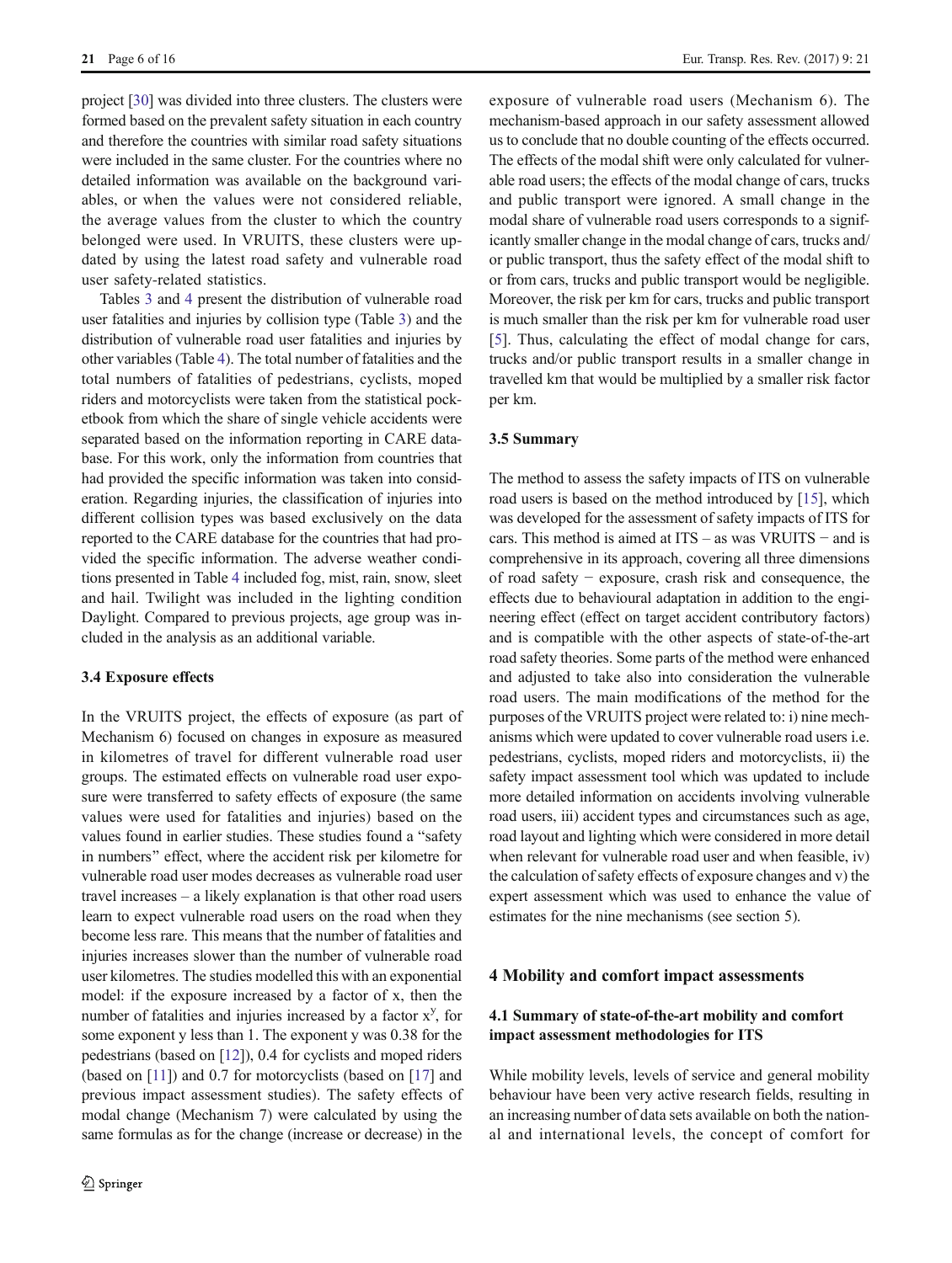project [30] was divided into three clusters. The clusters were formed based on the prevalent safety situation in each country and therefore the countries with similar road safety situations were included in the same cluster. For the countries where no detailed information was available on the background variables, or when the values were not considered reliable, the average values from the cluster to which the country belonged were used. In VRUITS, these clusters were updated by using the latest road safety and vulnerable road user safety-related statistics.

Tables 3 and 4 present the distribution of vulnerable road user fatalities and injuries by collision type (Table 3) and the distribution of vulnerable road user fatalities and injuries by other variables (Table 4). The total number of fatalities and the total numbers of fatalities of pedestrians, cyclists, moped riders and motorcyclists were taken from the statistical pocketbook from which the share of single vehicle accidents were separated based on the information reporting in CARE database. For this work, only the information from countries that had provided the specific information was taken into consideration. Regarding injuries, the classification of injuries into different collision types was based exclusively on the data reported to the CARE database for the countries that had provided the specific information. The adverse weather conditions presented in Table 4 included fog, mist, rain, snow, sleet and hail. Twilight was included in the lighting condition Daylight. Compared to previous projects, age group was included in the analysis as an additional variable.

### 3.4 Exposure effects

In the VRUITS project, the effects of exposure (as part of Mechanism 6) focused on changes in exposure as measured in kilometres of travel for different vulnerable road user groups. The estimated effects on vulnerable road user exposure were transferred to safety effects of exposure (the same values were used for fatalities and injuries) based on the values found in earlier studies. These studies found a "safety in numbers" effect, where the accident risk per kilometre for vulnerable road user modes decreases as vulnerable road user travel increases – a likely explanation is that other road users learn to expect vulnerable road users on the road when they become less rare. This means that the number of fatalities and injuries increases slower than the number of vulnerable road user kilometres. The studies modelled this with an exponential model: if the exposure increased by a factor of x, then the number of fatalities and injuries increased by a factor $x^y$, for some exponent y less than 1. The exponent y was 0.38 for the pedestrians (based on [12]), 0.4 for cyclists and moped riders (based on [11]) and 0.7 for motorcyclists (based on [17] and previous impact assessment studies). The safety effects of modal change (Mechanism 7) were calculated by using the same formulas as for the change (increase or decrease) in the exposure of vulnerable road users (Mechanism 6). The mechanism-based approach in our safety assessment allowed us to conclude that no double counting of the effects occurred. The effects of the modal shift were only calculated for vulnerable road users; the effects of the modal change of cars, trucks and public transport were ignored. A small change in the modal share of vulnerable road users corresponds to a significantly smaller change in the modal change of cars, trucks and/or public transport, thus the safety effect of the modal shift to or from cars, trucks and public transport would be negligible. Moreover, the risk per km for cars, trucks and public transport is much smaller than the risk per km for vulnerable road user [5]. Thus, calculating the effect of modal change for cars, trucks and/or public transport results in a smaller change in travelled km that would be multiplied by a smaller risk factor per km.

### 3.5 Summary

The method to assess the safety impacts of ITS on vulnerable road users is based on the method introduced by [15], which was developed for the assessment of safety impacts of ITS for cars. This method is aimed at ITS – as was VRUITS − and is comprehensive in its approach, covering all three dimensions of road safety − exposure, crash risk and consequence, the effects due to behavioural adaptation in addition to the engineering effect (effect on target accident contributory factors) and is compatible with the other aspects of state-of-the-art road safety theories. Some parts of the method were enhanced and adjusted to take also into consideration the vulnerable road users. The main modifications of the method for the purposes of the VRUITS project were related to: i) nine mechanisms which were updated to cover vulnerable road users i.e. pedestrians, cyclists, moped riders and motorcyclists, ii) the safety impact assessment tool which was updated to include more detailed information on accidents involving vulnerable road users, iii) accident types and circumstances such as age, road layout and lighting which were considered in more detail when relevant for vulnerable road user and when feasible, iv) the calculation of safety effects of exposure changes and v) the expert assessment which was used to enhance the value of estimates for the nine mechanisms (see section 5).

## 4 Mobility and comfort impact assessments

### 4.1 Summary of state-of-the-art mobility and comfort impact assessment methodologies for ITS

While mobility levels, levels of service and general mobility behaviour have been very active research fields, resulting in an increasing number of data sets available on both the national and international levels, the concept of comfort for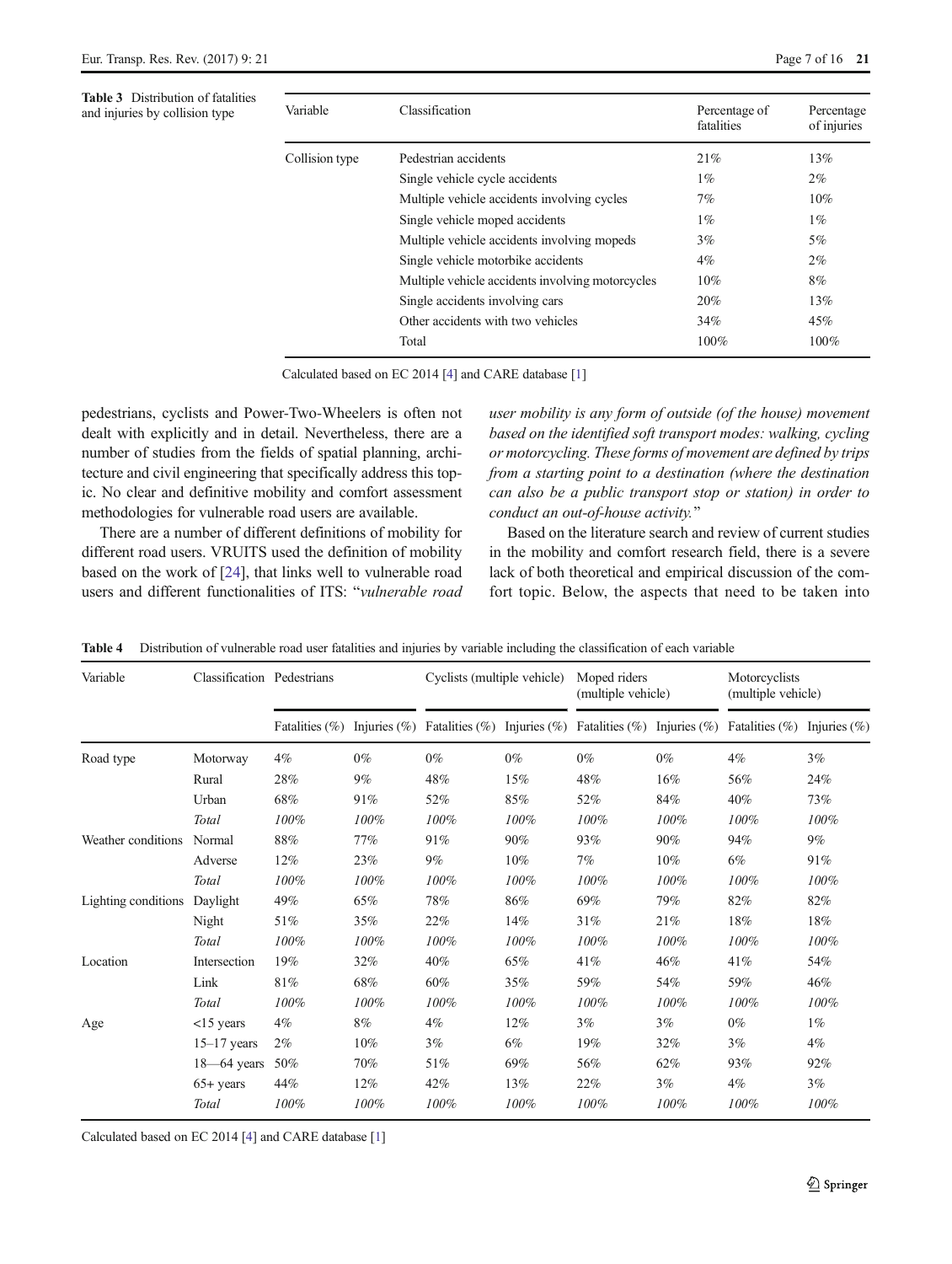**Table 3** Distribution of fatalities and injuries by collision type

| Variable | Classification | Percentage of fatalities | Percentage of injuries |
|---|---|---|---|
| Collision type | Pedestrian accidents | 21% | 13% |
| | Single vehicle cycle accidents | 1% | 2% |
| | Multiple vehicle accidents involving cycles | 7% | 10% |
| | Single vehicle moped accidents | 1% | 1% |
| | Multiple vehicle accidents involving mopeds | 3% | 5% |
| | Single vehicle motorbike accidents | 4% | 2% |
| | Multiple vehicle accidents involving motorcycles | 10% | 8% |
| | Single accidents involving cars | 20% | 13% |
| | Other accidents with two vehicles | 34% | 45% |
| | Total | 100% | 100% |

Calculated based on EC 2014 [4] and CARE database [1]

pedestrians, cyclists and Power-Two-Wheelers is often not dealt with explicitly and in detail. Nevertheless, there are a number of studies from the fields of spatial planning, architecture and civil engineering that specifically address this topic. No clear and definitive mobility and comfort assessment methodologies for vulnerable road users are available.

There are a number of different definitions of mobility for different road users. VRUITS used the definition of mobility based on the work of [24], that links well to vulnerable road users and different functionalities of ITS: "*vulnerable road user mobility is any form of outside (of the house) movement based on the identified soft transport modes: walking, cycling or motorcycling. These forms of movement are defined by trips from a starting point to a destination (where the destination can also be a public transport stop or station) in order to conduct an out-of-house activity.*"

Based on the literature search and review of current studies in the mobility and comfort research field, there is a severe lack of both theoretical and empirical discussion of the comfort topic. Below, the aspects that need to be taken into

**Table 4** Distribution of vulnerable road user fatalities and injuries by variable including the classification of each variable

| Variable | Classification | Pedestrians | | Cyclists (multiple vehicle) | | Moped riders (multiple vehicle) | | Motorcyclists (multiple vehicle) | |
|---|---|---|---|---|---|---|---|---|---|
| | | Fatalities (%) | Injuries (%) | Fatalities (%) | Injuries (%) | Fatalities (%) | Injuries (%) | Fatalities (%) | Injuries (%) |
| Road type | Motorway | 4% | 0% | 0% | 0% | 0% | 0% | 4% | 3% |
| | Rural | 28% | 9% | 48% | 15% | 48% | 16% | 56% | 24% |
| | Urban | 68% | 91% | 52% | 85% | 52% | 84% | 40% | 73% |
| | *Total* | *100%* | *100%* | *100%* | *100%* | *100%* | *100%* | *100%* | *100%* |
| Weather conditions | Normal | 88% | 77% | 91% | 90% | 93% | 90% | 94% | 9% |
| | Adverse | 12% | 23% | 9% | 10% | 7% | 10% | 6% | 91% |
| | *Total* | *100%* | *100%* | *100%* | *100%* | *100%* | *100%* | *100%* | *100%* |
| Lighting conditions | Daylight | 49% | 65% | 78% | 86% | 69% | 79% | 82% | 82% |
| | Night | 51% | 35% | 22% | 14% | 31% | 21% | 18% | 18% |
| | *Total* | *100%* | *100%* | *100%* | *100%* | *100%* | *100%* | *100%* | *100%* |
| Location | Intersection | 19% | 32% | 40% | 65% | 41% | 46% | 41% | 54% |
| | Link | 81% | 68% | 60% | 35% | 59% | 54% | 59% | 46% |
| | *Total* | *100%* | *100%* | *100%* | *100%* | *100%* | *100%* | *100%* | *100%* |
| Age | <15 years | 4% | 8% | 4% | 12% | 3% | 3% | 0% | 1% |
| | 15–17 years | 2% | 10% | 3% | 6% | 19% | 32% | 3% | 4% |
| | 18—64 years | 50% | 70% | 51% | 69% | 56% | 62% | 93% | 92% |
| | 65+ years | 44% | 12% | 42% | 13% | 22% | 3% | 4% | 3% |
| | *Total* | *100%* | *100%* | *100%* | *100%* | *100%* | *100%* | *100%* | *100%* |

Calculated based on EC 2014 [4] and CARE database [1]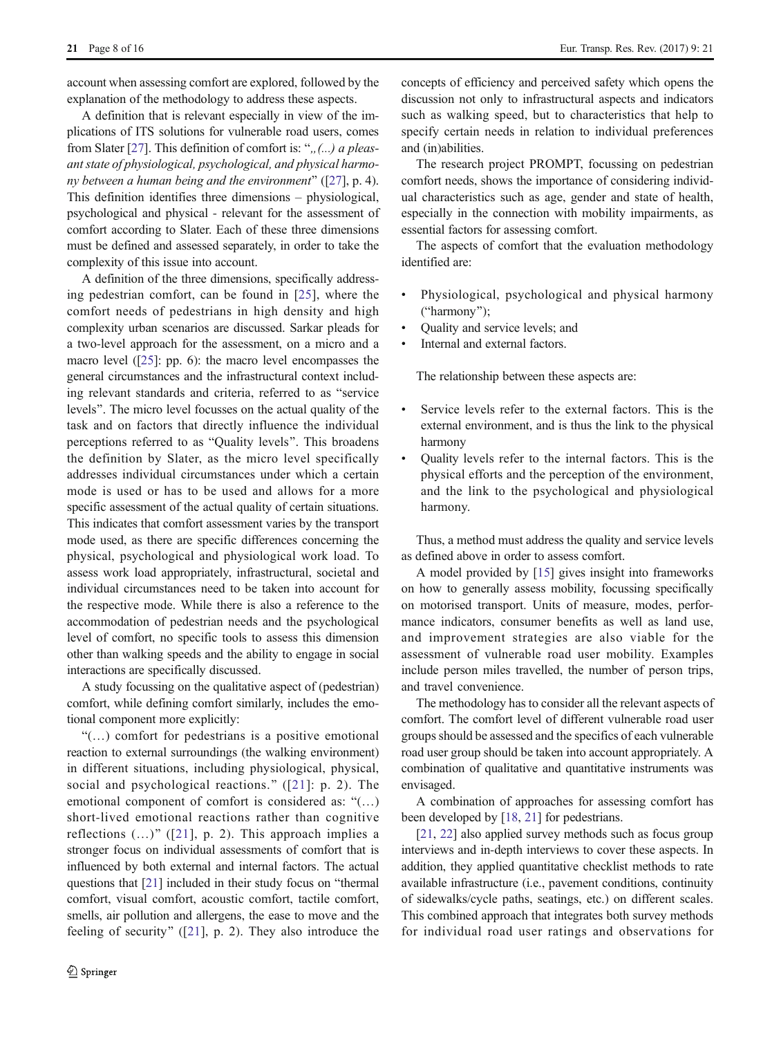account when assessing comfort are explored, followed by the explanation of the methodology to address these aspects.

A definition that is relevant especially in view of the implications of ITS solutions for vulnerable road users, comes from Slater [27]. This definition of comfort is: "„(...) *a pleasant state of physiological, psychological, and physical harmony between a human being and the environment*" ([27], p. 4). This definition identifies three dimensions – physiological, psychological and physical - relevant for the assessment of comfort according to Slater. Each of these three dimensions must be defined and assessed separately, in order to take the complexity of this issue into account.

A definition of the three dimensions, specifically addressing pedestrian comfort, can be found in [25], where the comfort needs of pedestrians in high density and high complexity urban scenarios are discussed. Sarkar pleads for a two-level approach for the assessment, on a micro and a macro level ([25]: pp. 6): the macro level encompasses the general circumstances and the infrastructural context including relevant standards and criteria, referred to as "service levels". The micro level focusses on the actual quality of the task and on factors that directly influence the individual perceptions referred to as "Quality levels". This broadens the definition by Slater, as the micro level specifically addresses individual circumstances under which a certain mode is used or has to be used and allows for a more specific assessment of the actual quality of certain situations. This indicates that comfort assessment varies by the transport mode used, as there are specific differences concerning the physical, psychological and physiological work load. To assess work load appropriately, infrastructural, societal and individual circumstances need to be taken into account for the respective mode. While there is also a reference to the accommodation of pedestrian needs and the psychological level of comfort, no specific tools to assess this dimension other than walking speeds and the ability to engage in social interactions are specifically discussed.

A study focussing on the qualitative aspect of (pedestrian) comfort, while defining comfort similarly, includes the emotional component more explicitly:

"(…) comfort for pedestrians is a positive emotional reaction to external surroundings (the walking environment) in different situations, including physiological, physical, social and psychological reactions." ([21]: p. 2). The emotional component of comfort is considered as: "(…) short-lived emotional reactions rather than cognitive reflections (…)" ([21], p. 2). This approach implies a stronger focus on individual assessments of comfort that is influenced by both external and internal factors. The actual questions that [21] included in their study focus on "thermal comfort, visual comfort, acoustic comfort, tactile comfort, smells, air pollution and allergens, the ease to move and the feeling of security" ([21], p. 2). They also introduce the concepts of efficiency and perceived safety which opens the discussion not only to infrastructural aspects and indicators such as walking speed, but to characteristics that help to specify certain needs in relation to individual preferences and (in)abilities.

The research project PROMPT, focussing on pedestrian comfort needs, shows the importance of considering individual characteristics such as age, gender and state of health, especially in the connection with mobility impairments, as essential factors for assessing comfort.

The aspects of comfort that the evaluation methodology identified are:

- Physiological, psychological and physical harmony ("harmony");
- Quality and service levels; and
- Internal and external factors.

The relationship between these aspects are:

- Service levels refer to the external factors. This is the external environment, and is thus the link to the physical harmony
- Quality levels refer to the internal factors. This is the physical efforts and the perception of the environment, and the link to the psychological and physiological harmony.

Thus, a method must address the quality and service levels as defined above in order to assess comfort.

A model provided by [15] gives insight into frameworks on how to generally assess mobility, focussing specifically on motorised transport. Units of measure, modes, performance indicators, consumer benefits as well as land use, and improvement strategies are also viable for the assessment of vulnerable road user mobility. Examples include person miles travelled, the number of person trips, and travel convenience.

The methodology has to consider all the relevant aspects of comfort. The comfort level of different vulnerable road user groups should be assessed and the specifics of each vulnerable road user group should be taken into account appropriately. A combination of qualitative and quantitative instruments was envisaged.

A combination of approaches for assessing comfort has been developed by [18, 21] for pedestrians.

[21, 22] also applied survey methods such as focus group interviews and in-depth interviews to cover these aspects. In addition, they applied quantitative checklist methods to rate available infrastructure (i.e., pavement conditions, continuity of sidewalks/cycle paths, seatings, etc.) on different scales. This combined approach that integrates both survey methods for individual road user ratings and observations for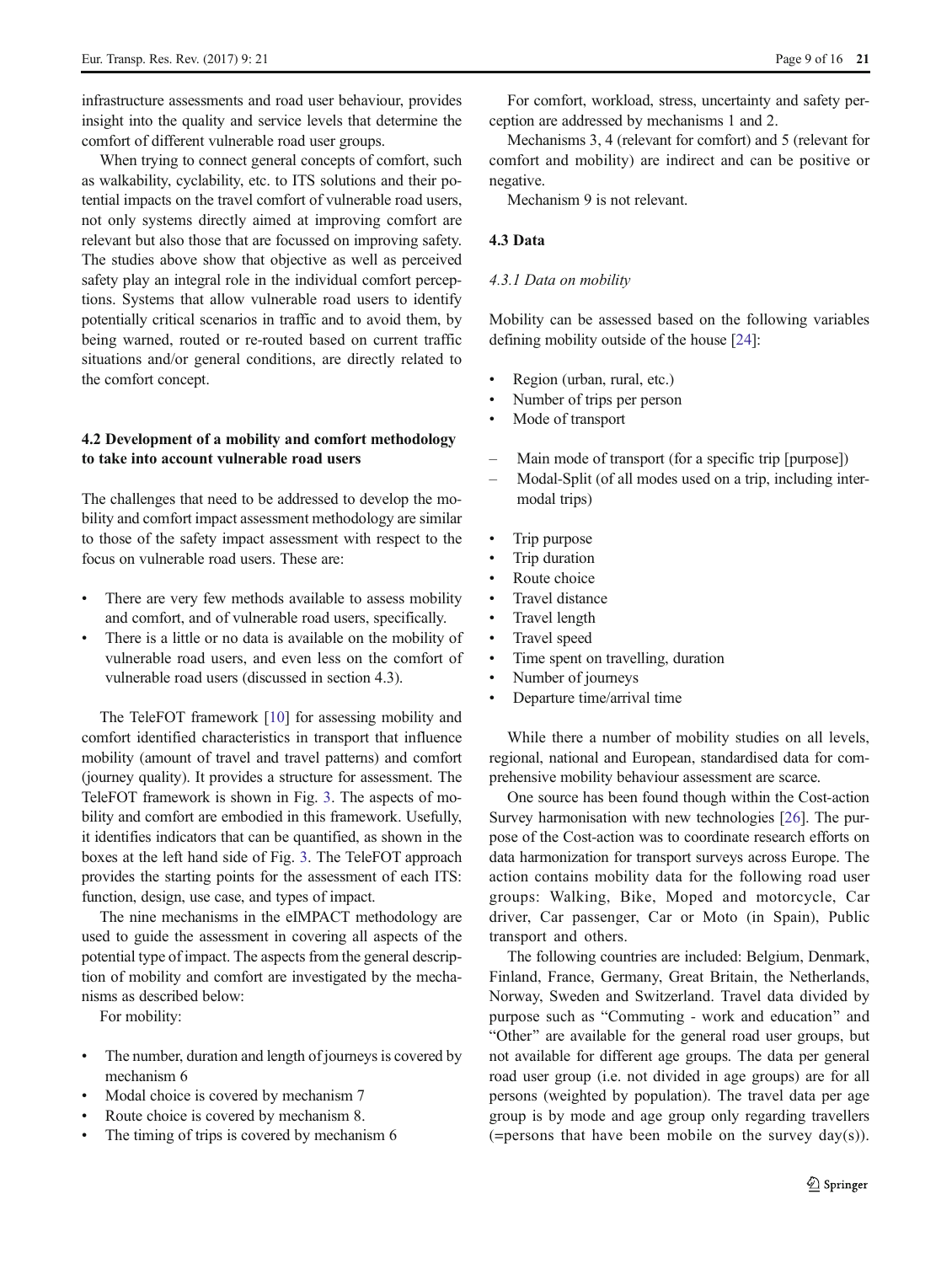infrastructure assessments and road user behaviour, provides insight into the quality and service levels that determine the comfort of different vulnerable road user groups.

When trying to connect general concepts of comfort, such as walkability, cyclability, etc. to ITS solutions and their potential impacts on the travel comfort of vulnerable road users, not only systems directly aimed at improving comfort are relevant but also those that are focussed on improving safety. The studies above show that objective as well as perceived safety play an integral role in the individual comfort perceptions. Systems that allow vulnerable road users to identify potentially critical scenarios in traffic and to avoid them, by being warned, routed or re-routed based on current traffic situations and/or general conditions, are directly related to the comfort concept.

### 4.2 Development of a mobility and comfort methodology to take into account vulnerable road users

The challenges that need to be addressed to develop the mobility and comfort impact assessment methodology are similar to those of the safety impact assessment with respect to the focus on vulnerable road users. These are:

- There are very few methods available to assess mobility and comfort, and of vulnerable road users, specifically.
- There is a little or no data is available on the mobility of vulnerable road users, and even less on the comfort of vulnerable road users (discussed in section 4.3).

The TeleFOT framework [10] for assessing mobility and comfort identified characteristics in transport that influence mobility (amount of travel and travel patterns) and comfort (journey quality). It provides a structure for assessment. The TeleFOT framework is shown in Fig. 3. The aspects of mobility and comfort are embodied in this framework. Usefully, it identifies indicators that can be quantified, as shown in the boxes at the left hand side of Fig. 3. The TeleFOT approach provides the starting points for the assessment of each ITS: function, design, use case, and types of impact.

The nine mechanisms in the eIMPACT methodology are used to guide the assessment in covering all aspects of the potential type of impact. The aspects from the general description of mobility and comfort are investigated by the mechanisms as described below:

For mobility:

- The number, duration and length of journeys is covered by mechanism 6
- Modal choice is covered by mechanism 7
- Route choice is covered by mechanism 8.
- The timing of trips is covered by mechanism 6

For comfort, workload, stress, uncertainty and safety perception are addressed by mechanisms 1 and 2.

Mechanisms 3, 4 (relevant for comfort) and 5 (relevant for comfort and mobility) are indirect and can be positive or negative.

Mechanism 9 is not relevant.

### 4.3 Data

#### *4.3.1 Data on mobility*

Mobility can be assessed based on the following variables defining mobility outside of the house [24]:

- Region (urban, rural, etc.)
- Number of trips per person
- Mode of transport
  - Main mode of transport (for a specific trip [purpose])
  - Modal-Split (of all modes used on a trip, including intermodal trips)
- Trip purpose
- Trip duration
- Route choice
- Travel distance
- Travel length
- Travel speed
- Time spent on travelling, duration
- Number of journeys
- Departure time/arrival time

While there a number of mobility studies on all levels, regional, national and European, standardised data for comprehensive mobility behaviour assessment are scarce.

One source has been found though within the Cost-action Survey harmonisation with new technologies [26]. The purpose of the Cost-action was to coordinate research efforts on data harmonization for transport surveys across Europe. The action contains mobility data for the following road user groups: Walking, Bike, Moped and motorcycle, Car driver, Car passenger, Car or Moto (in Spain), Public transport and others.

The following countries are included: Belgium, Denmark, Finland, France, Germany, Great Britain, the Netherlands, Norway, Sweden and Switzerland. Travel data divided by purpose such as "Commuting - work and education" and "Other" are available for the general road user groups, but not available for different age groups. The data per general road user group (i.e. not divided in age groups) are for all persons (weighted by population). The travel data per age group is by mode and age group only regarding travellers (=persons that have been mobile on the survey day(s)).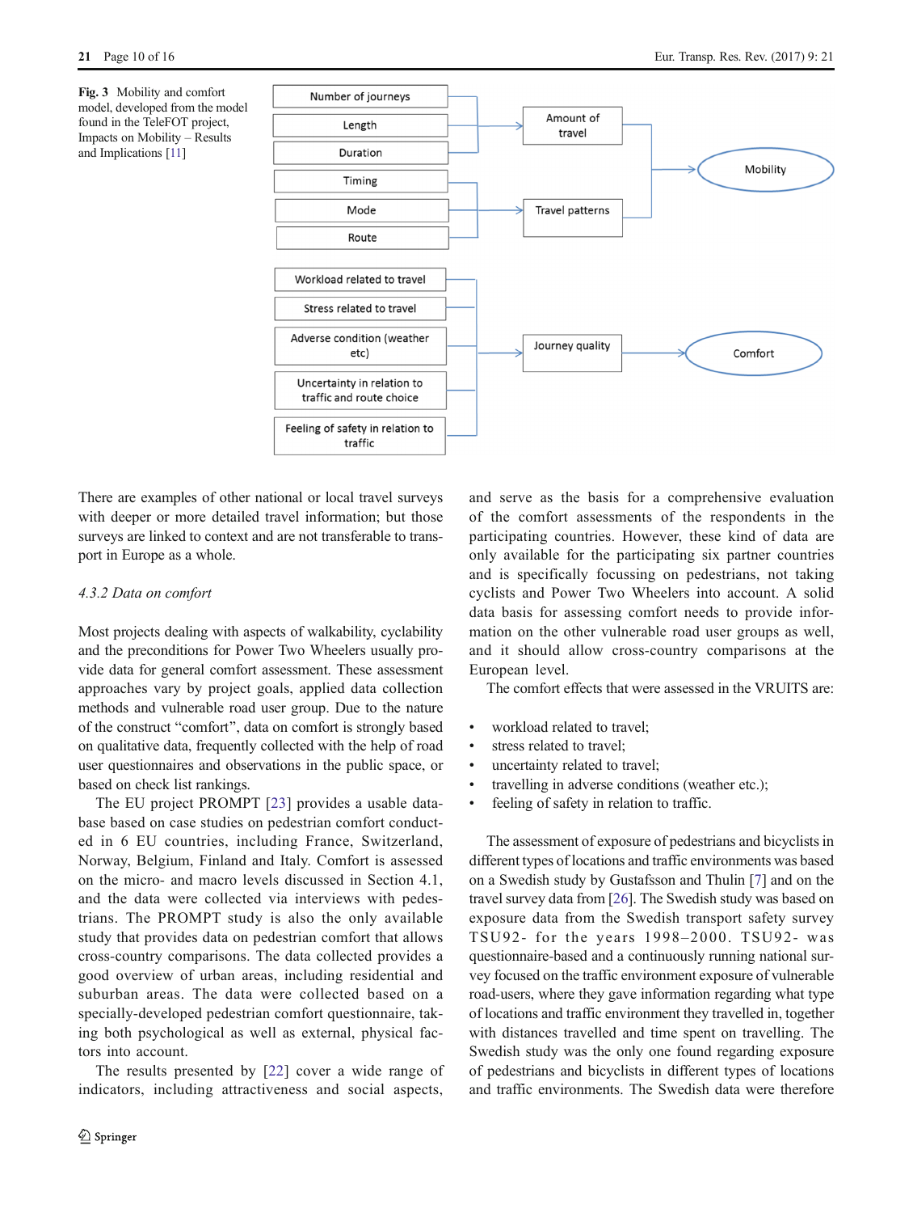Fig. 3 Mobility and comfort model, developed from the model found in the TeleFOT project, Impacts on Mobility – Results and Implications [11]

There are examples of other national or local travel surveys with deeper or more detailed travel information; but those surveys are linked to context and are not transferable to transport in Europe as a whole.

#### 4.3.2 Data on comfort

Most projects dealing with aspects of walkability, cyclability and the preconditions for Power Two Wheelers usually provide data for general comfort assessment. These assessment approaches vary by project goals, applied data collection methods and vulnerable road user group. Due to the nature of the construct "comfort", data on comfort is strongly based on qualitative data, frequently collected with the help of road user questionnaires and observations in the public space, or based on check list rankings.

The EU project PROMPT [23] provides a usable database based on case studies on pedestrian comfort conducted in 6 EU countries, including France, Switzerland, Norway, Belgium, Finland and Italy. Comfort is assessed on the micro- and macro levels discussed in Section 4.1, and the data were collected via interviews with pedestrians. The PROMPT study is also the only available study that provides data on pedestrian comfort that allows cross-country comparisons. The data collected provides a good overview of urban areas, including residential and suburban areas. The data were collected based on a specially-developed pedestrian comfort questionnaire, taking both psychological as well as external, physical factors into account.

The results presented by [22] cover a wide range of indicators, including attractiveness and social aspects, and serve as the basis for a comprehensive evaluation of the comfort assessments of the respondents in the participating countries. However, these kind of data are only available for the participating six partner countries and is specifically focussing on pedestrians, not taking cyclists and Power Two Wheelers into account. A solid data basis for assessing comfort needs to provide information on the other vulnerable road user groups as well, and it should allow cross-country comparisons at the European level.

The comfort effects that were assessed in the VRUITS are:

- workload related to travel;
- stress related to travel;
- uncertainty related to travel;
- travelling in adverse conditions (weather etc.);
- feeling of safety in relation to traffic.

The assessment of exposure of pedestrians and bicyclists in different types of locations and traffic environments was based on a Swedish study by Gustafsson and Thulin [7] and on the travel survey data from [26]. The Swedish study was based on exposure data from the Swedish transport safety survey TSU92- for the years 1998–2000. TSU92- was questionnaire-based and a continuously running national survey focused on the traffic environment exposure of vulnerable road-users, where they gave information regarding what type of locations and traffic environment they travelled in, together with distances travelled and time spent on travelling. The Swedish study was the only one found regarding exposure of pedestrians and bicyclists in different types of locations and traffic environments. The Swedish data were therefore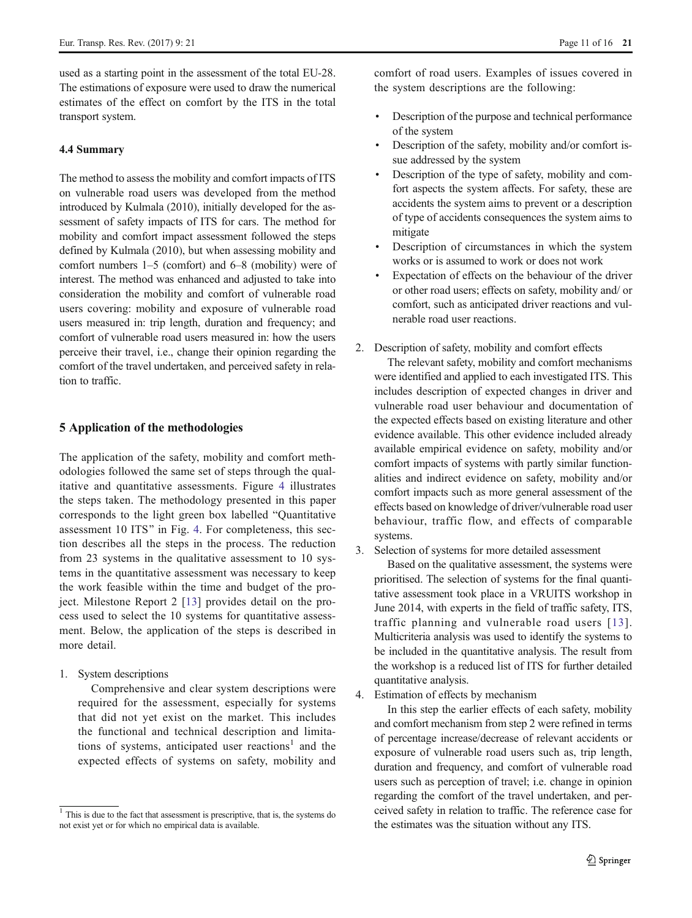used as a starting point in the assessment of the total EU-28. The estimations of exposure were used to draw the numerical estimates of the effect on comfort by the ITS in the total transport system.

### 4.4 Summary

The method to assess the mobility and comfort impacts of ITS on vulnerable road users was developed from the method introduced by Kulmala (2010), initially developed for the assessment of safety impacts of ITS for cars. The method for mobility and comfort impact assessment followed the steps defined by Kulmala (2010), but when assessing mobility and comfort numbers 1–5 (comfort) and 6–8 (mobility) were of interest. The method was enhanced and adjusted to take into consideration the mobility and comfort of vulnerable road users covering: mobility and exposure of vulnerable road users measured in: trip length, duration and frequency; and comfort of vulnerable road users measured in: how the users perceive their travel, i.e., change their opinion regarding the comfort of the travel undertaken, and perceived safety in relation to traffic.

## 5 Application of the methodologies

The application of the safety, mobility and comfort methodologies followed the same set of steps through the qualitative and quantitative assessments. Figure 4 illustrates the steps taken. The methodology presented in this paper corresponds to the light green box labelled "Quantitative assessment 10 ITS" in Fig. 4. For completeness, this section describes all the steps in the process. The reduction from 23 systems in the qualitative assessment to 10 systems in the quantitative assessment was necessary to keep the work feasible within the time and budget of the project. Milestone Report 2 [13] provides detail on the process used to select the 10 systems for quantitative assessment. Below, the application of the steps is described in more detail.

1. System descriptions

   Comprehensive and clear system descriptions were required for the assessment, especially for systems that did not yet exist on the market. This includes the functional and technical description and limitations of systems, anticipated user reactions[1] and the expected effects of systems on safety, mobility and comfort of road users. Examples of issues covered in the system descriptions are the following:

   - Description of the purpose and technical performance of the system
   - Description of the safety, mobility and/or comfort issue addressed by the system
   - Description of the type of safety, mobility and comfort aspects the system affects. For safety, these are accidents the system aims to prevent or a description of type of accidents consequences the system aims to mitigate
   - Description of circumstances in which the system works or is assumed to work or does not work
   - Expectation of effects on the behaviour of the driver or other road users; effects on safety, mobility and/ or comfort, such as anticipated driver reactions and vulnerable road user reactions.

2. Description of safety, mobility and comfort effects

   The relevant safety, mobility and comfort mechanisms were identified and applied to each investigated ITS. This includes description of expected changes in driver and vulnerable road user behaviour and documentation of the expected effects based on existing literature and other evidence available. This other evidence included already available empirical evidence on safety, mobility and/or comfort impacts of systems with partly similar functionalities and indirect evidence on safety, mobility and/or comfort impacts such as more general assessment of the effects based on knowledge of driver/vulnerable road user behaviour, traffic flow, and effects of comparable systems.

3. Selection of systems for more detailed assessment

   Based on the qualitative assessment, the systems were prioritised. The selection of systems for the final quantitative assessment took place in a VRUITS workshop in June 2014, with experts in the field of traffic safety, ITS, traffic planning and vulnerable road users [13]. Multicriteria analysis was used to identify the systems to be included in the quantitative analysis. The result from the workshop is a reduced list of ITS for further detailed quantitative analysis.

4. Estimation of effects by mechanism

   In this step the earlier effects of each safety, mobility and comfort mechanism from step 2 were refined in terms of percentage increase/decrease of relevant accidents or exposure of vulnerable road users such as, trip length, duration and frequency, and comfort of vulnerable road users such as perception of travel; i.e. change in opinion regarding the comfort of the travel undertaken, and perceived safety in relation to traffic. The reference case for the estimates was the situation without any ITS.

[1] This is due to the fact that assessment is prescriptive, that is, the systems do not exist yet or for which no empirical data is available.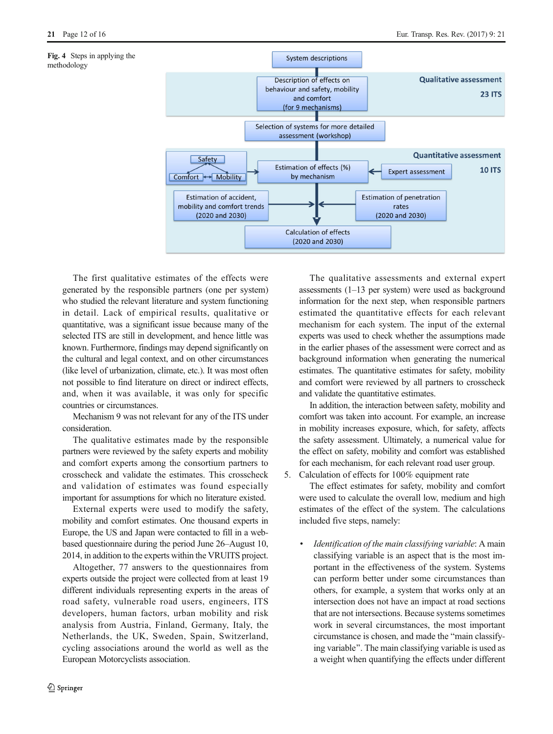**Fig. 4** Steps in applying the methodology

The first qualitative estimates of the effects were generated by the responsible partners (one per system) who studied the relevant literature and system functioning in detail. Lack of empirical results, qualitative or quantitative, was a significant issue because many of the selected ITS are still in development, and hence little was known. Furthermore, findings may depend significantly on the cultural and legal context, and on other circumstances (like level of urbanization, climate, etc.). It was most often not possible to find literature on direct or indirect effects, and, when it was available, it was only for specific countries or circumstances.

Mechanism 9 was not relevant for any of the ITS under consideration.

The qualitative estimates made by the responsible partners were reviewed by the safety experts and mobility and comfort experts among the consortium partners to crosscheck and validate the estimates. This crosscheck and validation of estimates was found especially important for assumptions for which no literature existed.

External experts were used to modify the safety, mobility and comfort estimates. One thousand experts in Europe, the US and Japan were contacted to fill in a web-based questionnaire during the period June 26–August 10, 2014, in addition to the experts within the VRUITS project.

Altogether, 77 answers to the questionnaires from experts outside the project were collected from at least 19 different individuals representing experts in the areas of road safety, vulnerable road users, engineers, ITS developers, human factors, urban mobility and risk analysis from Austria, Finland, Germany, Italy, the Netherlands, the UK, Sweden, Spain, Switzerland, cycling associations around the world as well as the European Motorcyclists association.

The qualitative assessments and external expert assessments (1–13 per system) were used as background information for the next step, when responsible partners estimated the quantitative effects for each relevant mechanism for each system. The input of the external experts was used to check whether the assumptions made in the earlier phases of the assessment were correct and as background information when generating the numerical estimates. The quantitative estimates for safety, mobility and comfort were reviewed by all partners to crosscheck and validate the quantitative estimates.

In addition, the interaction between safety, mobility and comfort was taken into account. For example, an increase in mobility increases exposure, which, for safety, affects the safety assessment. Ultimately, a numerical value for the effect on safety, mobility and comfort was established for each mechanism, for each relevant road user group.

5. Calculation of effects for 100% equipment rate

The effect estimates for safety, mobility and comfort were used to calculate the overall low, medium and high estimates of the effect of the system. The calculations included five steps, namely:

- *Identification of the main classifying variable*: A main classifying variable is an aspect that is the most important in the effectiveness of the system. Systems can perform better under some circumstances than others, for example, a system that works only at an intersection does not have an impact at road sections that are not intersections. Because systems sometimes work in several circumstances, the most important circumstance is chosen, and made the "main classifying variable". The main classifying variable is used as a weight when quantifying the effects under different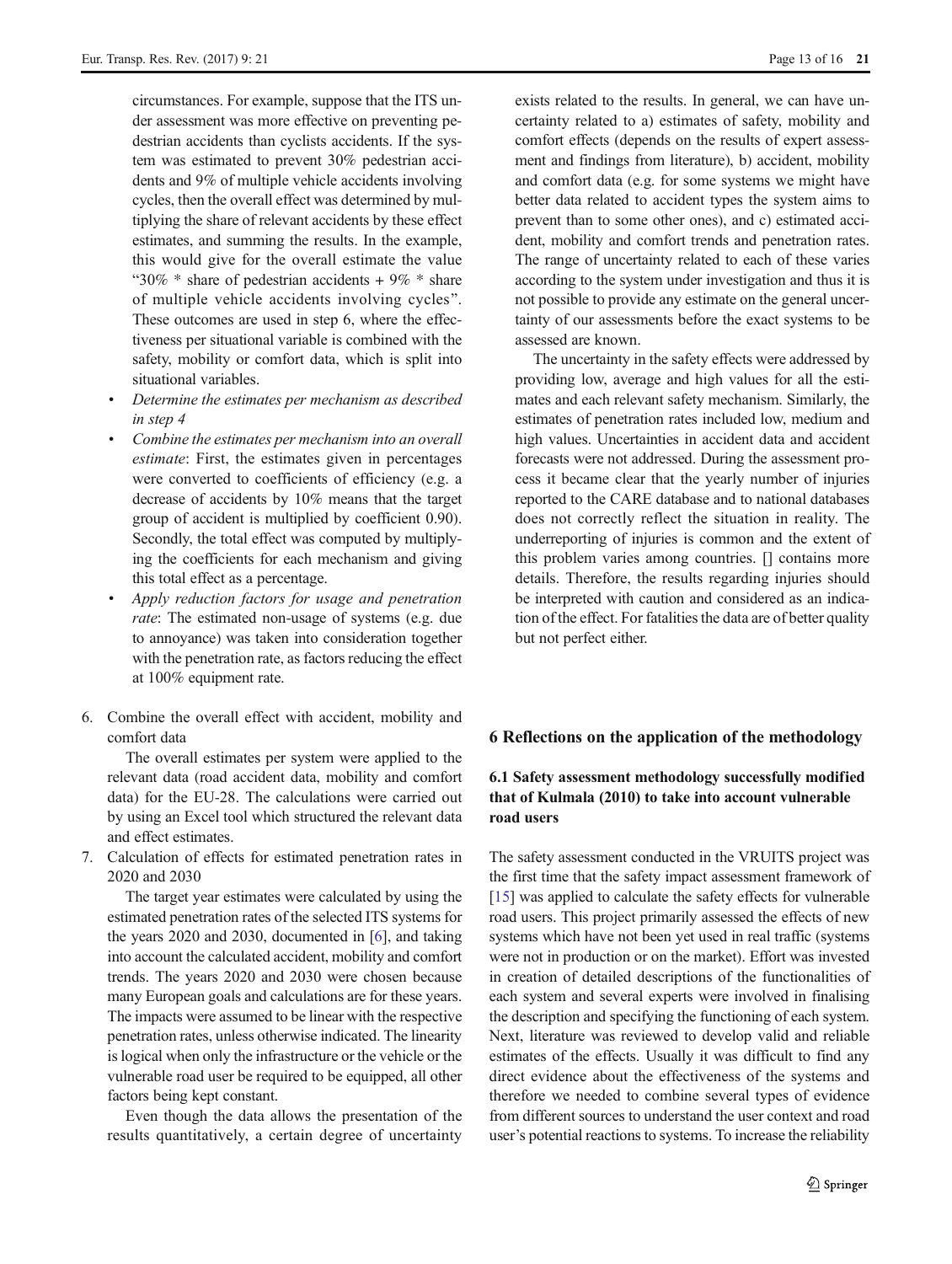circumstances. For example, suppose that the ITS under assessment was more effective on preventing pedestrian accidents than cyclists accidents. If the system was estimated to prevent 30% pedestrian accidents and 9% of multiple vehicle accidents involving cycles, then the overall effect was determined by multiplying the share of relevant accidents by these effect estimates, and summing the results. In the example, this would give for the overall estimate the value "30% * share of pedestrian accidents + 9% * share of multiple vehicle accidents involving cycles". These outcomes are used in step 6, where the effectiveness per situational variable is combined with the safety, mobility or comfort data, which is split into situational variables.

- *Determine the estimates per mechanism as described in step 4*
- *Combine the estimates per mechanism into an overall estimate*: First, the estimates given in percentages were converted to coefficients of efficiency (e.g. a decrease of accidents by 10% means that the target group of accident is multiplied by coefficient 0.90). Secondly, the total effect was computed by multiplying the coefficients for each mechanism and giving this total effect as a percentage.
- *Apply reduction factors for usage and penetration rate*: The estimated non-usage of systems (e.g. due to annoyance) was taken into consideration together with the penetration rate, as factors reducing the effect at 100% equipment rate.

6. Combine the overall effect with accident, mobility and comfort data

   The overall estimates per system were applied to the relevant data (road accident data, mobility and comfort data) for the EU-28. The calculations were carried out by using an Excel tool which structured the relevant data and effect estimates.

7. Calculation of effects for estimated penetration rates in 2020 and 2030

   The target year estimates were calculated by using the estimated penetration rates of the selected ITS systems for the years 2020 and 2030, documented in [6], and taking into account the calculated accident, mobility and comfort trends. The years 2020 and 2030 were chosen because many European goals and calculations are for these years. The impacts were assumed to be linear with the respective penetration rates, unless otherwise indicated. The linearity is logical when only the infrastructure or the vehicle or the vulnerable road user be required to be equipped, all other factors being kept constant.

Even though the data allows the presentation of the results quantitatively, a certain degree of uncertainty exists related to the results. In general, we can have uncertainty related to a) estimates of safety, mobility and comfort effects (depends on the results of expert assessment and findings from literature), b) accident, mobility and comfort data (e.g. for some systems we might have better data related to accident types the system aims to prevent than to some other ones), and c) estimated accident, mobility and comfort trends and penetration rates. The range of uncertainty related to each of these varies according to the system under investigation and thus it is not possible to provide any estimate on the general uncertainty of our assessments before the exact systems to be assessed are known.

The uncertainty in the safety effects were addressed by providing low, average and high values for all the estimates and each relevant safety mechanism. Similarly, the estimates of penetration rates included low, medium and high values. Uncertainties in accident data and accident forecasts were not addressed. During the assessment process it became clear that the yearly number of injuries reported to the CARE database and to national databases does not correctly reflect the situation in reality. The underreporting of injuries is common and the extent of this problem varies among countries. [] contains more details. Therefore, the results regarding injuries should be interpreted with caution and considered as an indication of the effect. For fatalities the data are of better quality but not perfect either.

## 6 Reflections on the application of the methodology

### 6.1 Safety assessment methodology successfully modified that of Kulmala (2010) to take into account vulnerable road users

The safety assessment conducted in the VRUITS project was the first time that the safety impact assessment framework of [15] was applied to calculate the safety effects for vulnerable road users. This project primarily assessed the effects of new systems which have not been yet used in real traffic (systems were not in production or on the market). Effort was invested in creation of detailed descriptions of the functionalities of each system and several experts were involved in finalising the description and specifying the functioning of each system. Next, literature was reviewed to develop valid and reliable estimates of the effects. Usually it was difficult to find any direct evidence about the effectiveness of the systems and therefore we needed to combine several types of evidence from different sources to understand the user context and road user's potential reactions to systems. To increase the reliability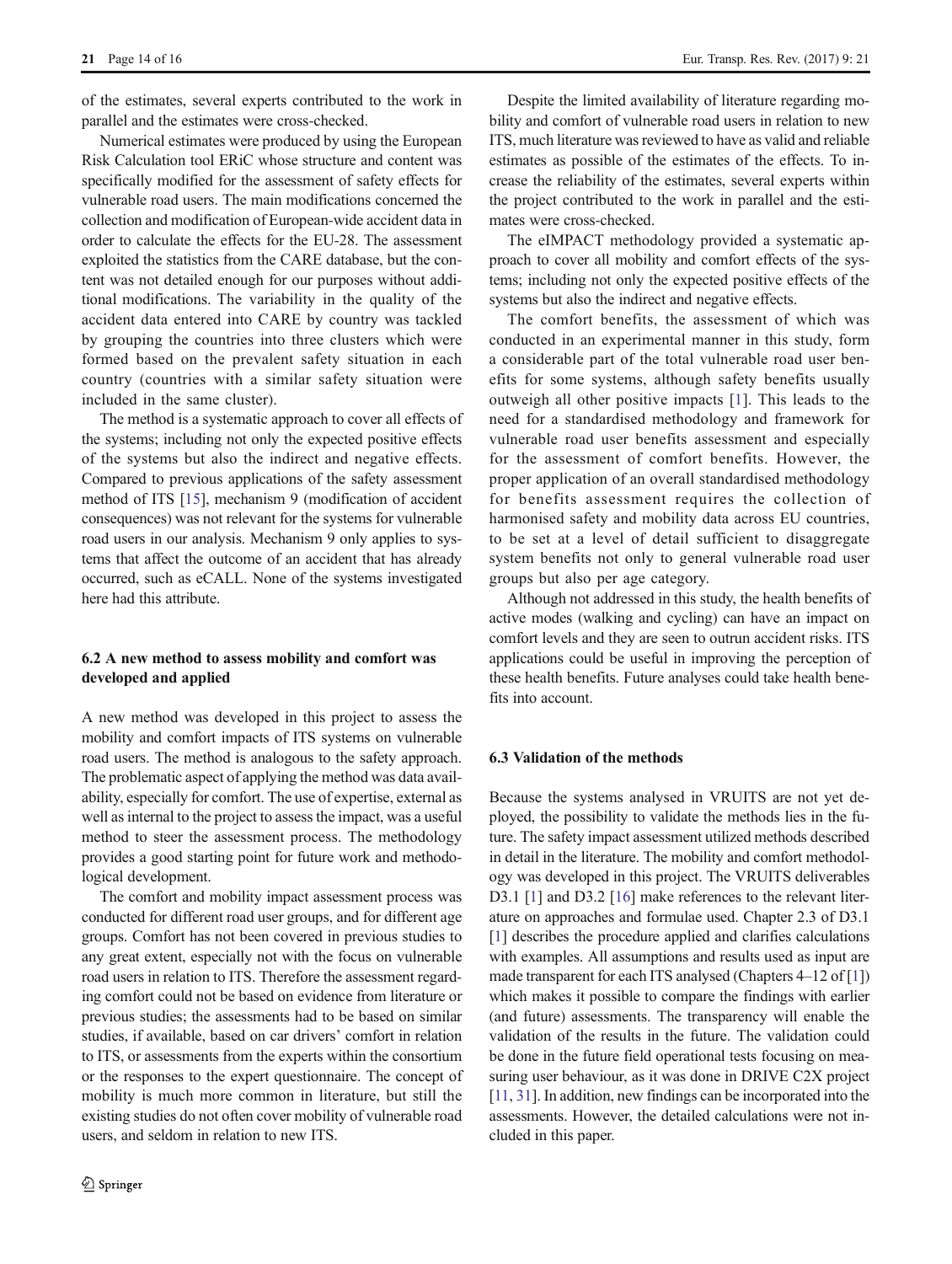of the estimates, several experts contributed to the work in parallel and the estimates were cross-checked.

Numerical estimates were produced by using the European Risk Calculation tool ERiC whose structure and content was specifically modified for the assessment of safety effects for vulnerable road users. The main modifications concerned the collection and modification of European-wide accident data in order to calculate the effects for the EU-28. The assessment exploited the statistics from the CARE database, but the content was not detailed enough for our purposes without additional modifications. The variability in the quality of the accident data entered into CARE by country was tackled by grouping the countries into three clusters which were formed based on the prevalent safety situation in each country (countries with a similar safety situation were included in the same cluster).

The method is a systematic approach to cover all effects of the systems; including not only the expected positive effects of the systems but also the indirect and negative effects. Compared to previous applications of the safety assessment method of ITS [15], mechanism 9 (modification of accident consequences) was not relevant for the systems for vulnerable road users in our analysis. Mechanism 9 only applies to systems that affect the outcome of an accident that has already occurred, such as eCALL. None of the systems investigated here had this attribute.

### 6.2 A new method to assess mobility and comfort was developed and applied

A new method was developed in this project to assess the mobility and comfort impacts of ITS systems on vulnerable road users. The method is analogous to the safety approach. The problematic aspect of applying the method was data availability, especially for comfort. The use of expertise, external as well as internal to the project to assess the impact, was a useful method to steer the assessment process. The methodology provides a good starting point for future work and methodological development.

The comfort and mobility impact assessment process was conducted for different road user groups, and for different age groups. Comfort has not been covered in previous studies to any great extent, especially not with the focus on vulnerable road users in relation to ITS. Therefore the assessment regarding comfort could not be based on evidence from literature or previous studies; the assessments had to be based on similar studies, if available, based on car drivers' comfort in relation to ITS, or assessments from the experts within the consortium or the responses to the expert questionnaire. The concept of mobility is much more common in literature, but still the existing studies do not often cover mobility of vulnerable road users, and seldom in relation to new ITS.

Despite the limited availability of literature regarding mobility and comfort of vulnerable road users in relation to new ITS, much literature was reviewed to have as valid and reliable estimates as possible of the estimates of the effects. To increase the reliability of the estimates, several experts within the project contributed to the work in parallel and the estimates were cross-checked.

The eIMPACT methodology provided a systematic approach to cover all mobility and comfort effects of the systems; including not only the expected positive effects of the systems but also the indirect and negative effects.

The comfort benefits, the assessment of which was conducted in an experimental manner in this study, form a considerable part of the total vulnerable road user benefits for some systems, although safety benefits usually outweigh all other positive impacts [1]. This leads to the need for a standardised methodology and framework for vulnerable road user benefits assessment and especially for the assessment of comfort benefits. However, the proper application of an overall standardised methodology for benefits assessment requires the collection of harmonised safety and mobility data across EU countries, to be set at a level of detail sufficient to disaggregate system benefits not only to general vulnerable road user groups but also per age category.

Although not addressed in this study, the health benefits of active modes (walking and cycling) can have an impact on comfort levels and they are seen to outrun accident risks. ITS applications could be useful in improving the perception of these health benefits. Future analyses could take health benefits into account.

### 6.3 Validation of the methods

Because the systems analysed in VRUITS are not yet deployed, the possibility to validate the methods lies in the future. The safety impact assessment utilized methods described in detail in the literature. The mobility and comfort methodology was developed in this project. The VRUITS deliverables D3.1 [1] and D3.2 [16] make references to the relevant literature on approaches and formulae used. Chapter 2.3 of D3.1 [1] describes the procedure applied and clarifies calculations with examples. All assumptions and results used as input are made transparent for each ITS analysed (Chapters 4–12 of [1]) which makes it possible to compare the findings with earlier (and future) assessments. The transparency will enable the validation of the results in the future. The validation could be done in the future field operational tests focusing on measuring user behaviour, as it was done in DRIVE C2X project [11, 31]. In addition, new findings can be incorporated into the assessments. However, the detailed calculations were not included in this paper.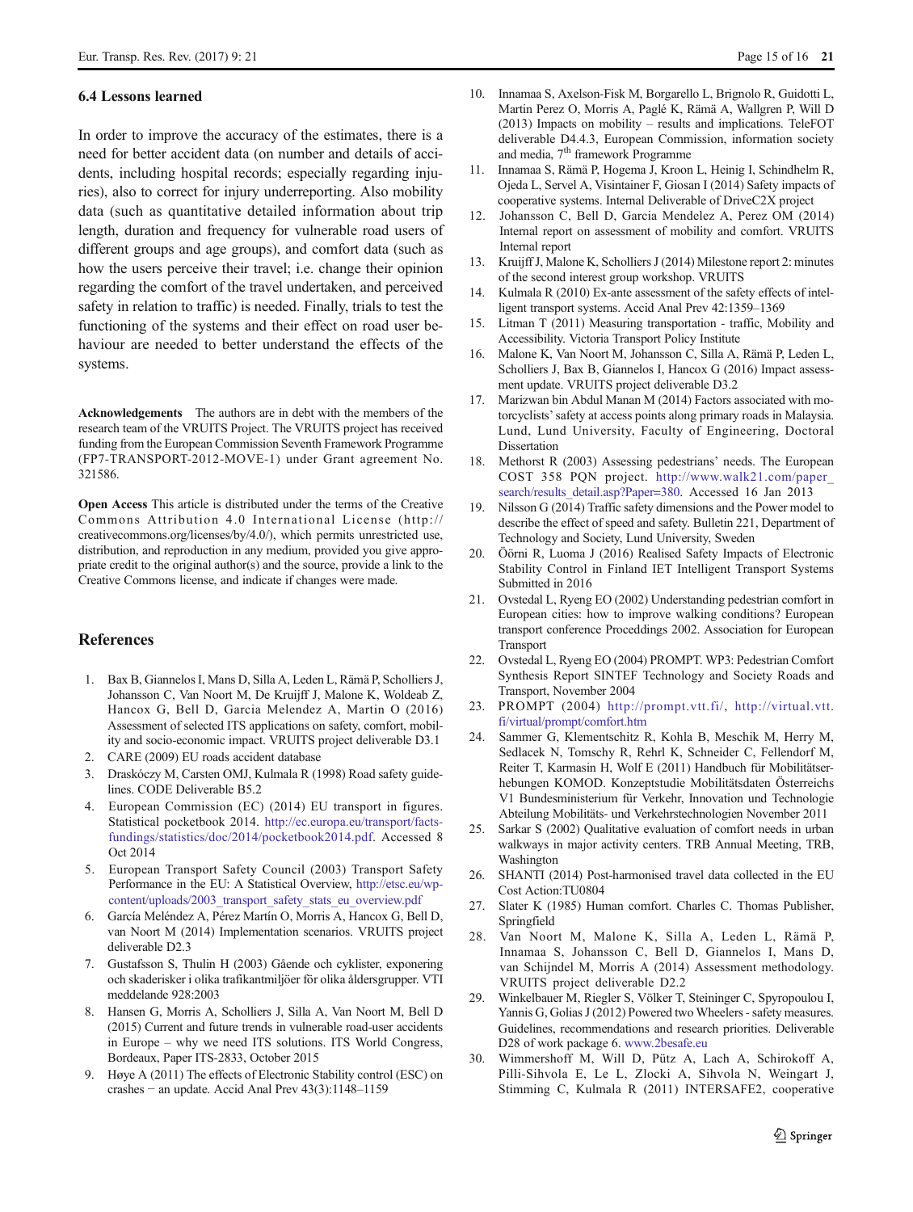### 6.4 Lessons learned

In order to improve the accuracy of the estimates, there is a need for better accident data (on number and details of accidents, including hospital records; especially regarding injuries), also to correct for injury underreporting. Also mobility data (such as quantitative detailed information about trip length, duration and frequency for vulnerable road users of different groups and age groups), and comfort data (such as how the users perceive their travel; i.e. change their opinion regarding the comfort of the travel undertaken, and perceived safety in relation to traffic) is needed. Finally, trials to test the functioning of the systems and their effect on road user behaviour are needed to better understand the effects of the systems.

**Acknowledgements** The authors are in debt with the members of the research team of the VRUITS Project. The VRUITS project has received funding from the European Commission Seventh Framework Programme (FP7-TRANSPORT-2012-MOVE-1) under Grant agreement No. 321586.

**Open Access** This article is distributed under the terms of the Creative Commons Attribution 4.0 International License (http://creativecommons.org/licenses/by/4.0/), which permits unrestricted use, distribution, and reproduction in any medium, provided you give appropriate credit to the original author(s) and the source, provide a link to the Creative Commons license, and indicate if changes were made.

## References

1. Bax B, Giannelos I, Mans D, Silla A, Leden L, Rämä P, Scholliers J, Johansson C, Van Noort M, De Kruijff J, Malone K, Woldeab Z, Hancox G, Bell D, Garcia Melendez A, Martin O (2016) Assessment of selected ITS applications on safety, comfort, mobility and socio-economic impact. VRUITS project deliverable D3.1
2. CARE (2009) EU roads accident database
3. Draskóczy M, Carsten OMJ, Kulmala R (1998) Road safety guidelines. CODE Deliverable B5.2
4. European Commission (EC) (2014) EU transport in figures. Statistical pocketbook 2014. http://ec.europa.eu/transport/facts-fundings/statistics/doc/2014/pocketbook2014.pdf. Accessed 8 Oct 2014
5. European Transport Safety Council (2003) Transport Safety Performance in the EU: A Statistical Overview, http://etsc.eu/wp-content/uploads/2003_transport_safety_stats_eu_overview.pdf
6. García Meléndez A, Pérez Martín O, Morris A, Hancox G, Bell D, van Noort M (2014) Implementation scenarios. VRUITS project deliverable D2.3
7. Gustafsson S, Thulin H (2003) Gående och cyklister, exponering och skaderisker i olika trafikantmiljöer för olika åldersgrupper. VTI meddelande 928:2003
8. Hansen G, Morris A, Scholliers J, Silla A, Van Noort M, Bell D (2015) Current and future trends in vulnerable road-user accidents in Europe – why we need ITS solutions. ITS World Congress, Bordeaux, Paper ITS-2833, October 2015
9. Høye A (2011) The effects of Electronic Stability control (ESC) on crashes − an update. Accid Anal Prev 43(3):1148–1159
10. Innamaa S, Axelson-Fisk M, Borgarello L, Brignolo R, Guidotti L, Martin Perez O, Morris A, Paglé K, Rämä A, Wallgren P, Will D (2013) Impacts on mobility – results and implications. TeleFOT deliverable D4.4.3, European Commission, information society and media, 7th framework Programme
11. Innamaa S, Rämä P, Hogema J, Kroon L, Heinig I, Schindhelm R, Ojeda L, Servel A, Visintainer F, Giosan I (2014) Safety impacts of cooperative systems. Internal Deliverable of DriveC2X project
12. Johansson C, Bell D, Garcia Mendelez A, Perez OM (2014) Internal report on assessment of mobility and comfort. VRUITS Internal report
13. Kruijff J, Malone K, Scholliers J (2014) Milestone report 2: minutes of the second interest group workshop. VRUITS
14. Kulmala R (2010) Ex-ante assessment of the safety effects of intelligent transport systems. Accid Anal Prev 42:1359–1369
15. Litman T (2011) Measuring transportation - traffic, Mobility and Accessibility. Victoria Transport Policy Institute
16. Malone K, Van Noort M, Johansson C, Silla A, Rämä P, Leden L, Scholliers J, Bax B, Giannelos I, Hancox G (2016) Impact assessment update. VRUITS project deliverable D3.2
17. Marizwan bin Abdul Manan M (2014) Factors associated with motorcyclists' safety at access points along primary roads in Malaysia. Lund, Lund University, Faculty of Engineering, Doctoral Dissertation
18. Methorst R (2003) Assessing pedestrians' needs. The European COST 358 PQN project. http://www.walk21.com/paper_search/results_detail.asp?Paper=380. Accessed 16 Jan 2013
19. Nilsson G (2014) Traffic safety dimensions and the Power model to describe the effect of speed and safety. Bulletin 221, Department of Technology and Society, Lund University, Sweden
20. Öörni R, Luoma J (2016) Realised Safety Impacts of Electronic Stability Control in Finland IET Intelligent Transport Systems Submitted in 2016
21. Ovstedal L, Ryeng EO (2002) Understanding pedestrian comfort in European cities: how to improve walking conditions? European transport conference Proceddings 2002. Association for European Transport
22. Ovstedal L, Ryeng EO (2004) PROMPT. WP3: Pedestrian Comfort Synthesis Report SINTEF Technology and Society Roads and Transport, November 2004
23. PROMPT (2004) http://prompt.vtt.fi/, http://virtual.vtt.fi/virtual/prompt/comfort.htm
24. Sammer G, Klementschitz R, Kohla B, Meschik M, Herry M, Sedlacek N, Tomschy R, Rehrl K, Schneider C, Fellendorf M, Reiter T, Karmasin H, Wolf E (2011) Handbuch für Mobilitätserhebungen KOMOD. Konzeptstudie Mobilitätsdaten Österreichs V1 Bundesministerium für Verkehr, Innovation und Technologie Abteilung Mobilitäts- und Verkehrstechnologien November 2011
25. Sarkar S (2002) Qualitative evaluation of comfort needs in urban walkways in major activity centers. TRB Annual Meeting, TRB, Washington
26. SHANTI (2014) Post-harmonised travel data collected in the EU Cost Action:TU0804
27. Slater K (1985) Human comfort. Charles C. Thomas Publisher, Springfield
28. Van Noort M, Malone K, Silla A, Leden L, Rämä P, Innamaa S, Johansson C, Bell D, Giannelos I, Mans D, van Schijndel M, Morris A (2014) Assessment methodology. VRUITS project deliverable D2.2
29. Winkelbauer M, Riegler S, Völker T, Steininger C, Spyropoulou I, Yannis G, Golias J (2012) Powered two Wheelers - safety measures. Guidelines, recommendations and research priorities. Deliverable D28 of work package 6. www.2besafe.eu
30. Wimmershoff M, Will D, Pütz A, Lach A, Schirokoff A, Pilli-Sihvola E, Le L, Zlocki A, Sihvola N, Weingart J, Stimming C, Kulmala R (2011) INTERSAFE2, cooperative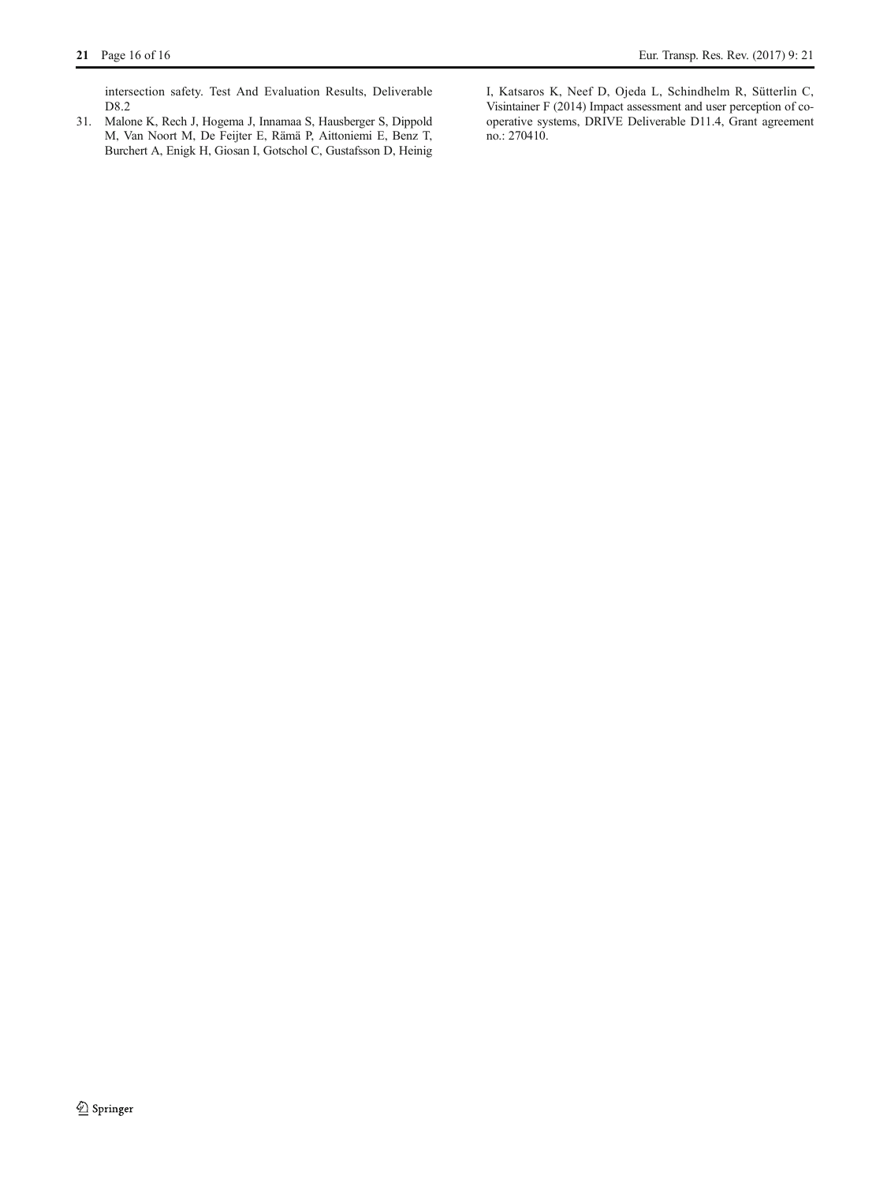intersection safety. Test And Evaluation Results, Deliverable D8.2

31. Malone K, Rech J, Hogema J, Innamaa S, Hausberger S, Dippold M, Van Noort M, De Feijter E, Rämä P, Aittoniemi E, Benz T, Burchert A, Enigk H, Giosan I, Gotschol C, Gustafsson D, Heinig I, Katsaros K, Neef D, Ojeda L, Schindhelm R, Sütterlin C, Visintainer F (2014) Impact assessment and user perception of co-operative systems, DRIVE Deliverable D11.4, Grant agreement no.: 270410.